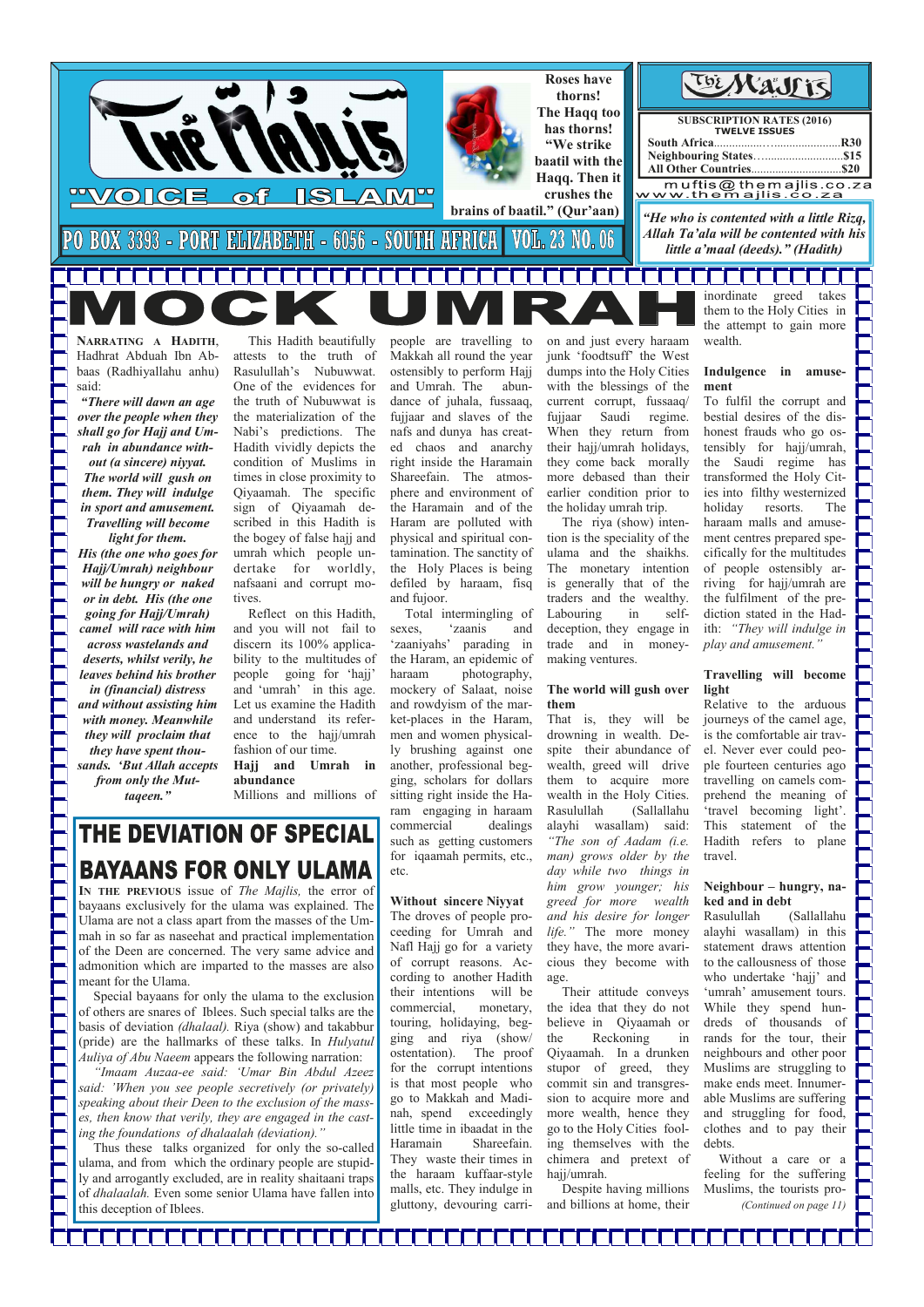# THE MAJLIS

**"VOICE of ISLAM"**

PO BOX 3393 - PORT ELIZABETH - 6056 - SOUTH AFRICA VOL. 23 NO. 06

**Roses have thorns! The Haqq too has thorns! "We strike baatil with the Haqq. Then it crushes the brains of baatil." (Qur'aan)**

**SUBSCRIPTION RATES (2016)**
**TWELVE ISSUES**

| | |
|---|---|
| South Africa | R30 |
| Neighbouring States | $15 |
| All Other Countries | $20 |

muftis@themajlis.co.za
www.themajlis.co.za

*"He who is contented with a little Rizq, Allah Ta'ala will be contented with his little a'maal (deeds)." (Hadith)*

# MOCK UMRAH

NARRATING A HADITH, Hadhrat Abduah Ibn Abbaas (Radhiyallahu anhu) said:

***"There will dawn an age over the people when they shall go for Hajj and Umrah in abundance without (a sincere) niyyat. The world will gush on them. They will indulge in sport and amusement. Travelling will become light for them. His (the one who goes for Hajj/Umrah) neighbour will be hungry or naked or in debt. His (the one going for Hajj/Umrah) camel will race with him across wastelands and deserts, whilst verily, he leaves behind his brother in (financial) distress and without assisting him with money. Meanwhile they will proclaim that they have spent thousands. 'But Allah accepts from only the Muttaqeen."***

This Hadith beautifully attests to the truth of Rasulullah's Nubuwwat. One of the evidences for the truth of Nubuwwat is the materialization of the Nabi's predictions. The Hadith vividly depicts the condition of Muslims in times in close proximity to Qiyaamah. The specific sign of Qiyaamah described in this Hadith is the bogey of false hajj and umrah which people undertake for worldly, nafsaani and corrupt motives.

Reflect on this Hadith, and you will not fail to discern its 100% applicability to the multitudes of people going for 'hajj' and 'umrah' in this age. Let us examine the Hadith and understand its reference to the hajj/umrah fashion of our time.

**Hajj and Umrah in abundance**

Millions and millions of people are travelling to Makkah all round the year ostensibly to perform Hajj and Umrah. The abundance of juhala, fussaaq, fujjaar and slaves of the nafs and dunya has created chaos and anarchy right inside the Haramain Shareefain. The atmosphere and environment of the Haramain and of the Haram are polluted with physical and spiritual contamination. The sanctity of the Holy Places is being defiled by haraam, fisq and fujoor.

Total intermingling of sexes, 'zaanis and 'zaaniyahs' parading in the Haram, an epidemic of haraam photography, mockery of Salaat, noise and rowdyism of the market-places in the Haram, men and women physically brushing against one another, professional begging, scholars for dollars sitting right inside the Haram engaging in haraam commercial dealings such as getting customers for iqaamah permits, etc., etc.

**Without sincere Niyyat**

The droves of people proceeding for Umrah and Nafl Hajj go for a variety of corrupt reasons. According to another Hadith their intentions will be commercial, monetary, touring, holidaying, begging and riya (show/ostentation). The proof for the corrupt intentions is that most people who go to Makkah and Madinah, spend exceedingly little time in ibaadat in the Haramain Shareefain. They waste their times in the haraam kuffaar-style malls, etc. They indulge in gluttony, devouring carrion and just every haraam junk 'foodtsuff' the West dumps into the Holy Cities with the blessings of the current corrupt, fussaaq/fujjaar Saudi regime. When they return from their hajj/umrah holidays, they come back morally more debased than their earlier condition prior to the holiday umrah trip.

The riya (show) intention is the speciality of the ulama and the shaikhs. The monetary intention is generally that of the traders and the wealthy. Labouring in self-deception, they engage in trade and in money-making ventures.

**The world will gush over them**

That is, they will be drowning in wealth. Despite their abundance of wealth, greed will drive them to acquire more wealth in the Holy Cities. Rasulullah (Sallallahu alayhi wasallam) said: *"The son of Aadam (i.e. man) grows older by the day while two things in him grow younger; his greed for more wealth and his desire for longer life."* The more money they have, the more avaricious they become with age.

Their attitude conveys the idea that they do not believe in Qiyaamah or the Reckoning in Qiyaamah. In a drunken stupor of greed, they commit sin and transgression to acquire more and more wealth, hence they go to the Holy Cities fooling themselves with the chimera and pretext of hajj/umrah.

Despite having millions and billions at home, their inordinate greed takes them to the Holy Cities in the attempt to gain more wealth.

**Indulgence in amusement**

To fulfil the corrupt and bestial desires of the dishonest frauds who go ostensibly for hajj/umrah, the Saudi regime has transformed the Holy Cities into filthy westernized holiday resorts. The haraam malls and amusement centres prepared specifically for the multitudes of people ostensibly arriving for hajj/umrah are the fulfilment of the prediction stated in the Hadith: *"They will indulge in play and amusement."*

**Travelling will become light**

Relative to the arduous journeys of the camel age, is the comfortable air travel. Never ever could people fourteen centuries ago travelling on camels comprehend the meaning of 'travel becoming light'. This statement of the Hadith refers to plane travel.

**Neighbour – hungry, naked and in debt**

Rasulullah (Sallallahu alayhi wasallam) in this statement draws attention to the callousness of those who undertake 'hajj' and 'umrah' amusement tours. While they spend hundreds of thousands of rands for the tour, their neighbours and other poor Muslims are struggling to make ends meet. Innumerable Muslims are suffering and struggling for food, clothes and to pay their debts.

Without a care or a feeling for the suffering Muslims, the tourists pro-

*(Continued on page 11)*

## THE DEVIATION OF SPECIAL BAYAANS FOR ONLY ULAMA

IN THE PREVIOUS issue of *The Majlis,* the error of bayaans exclusively for the ulama was explained. The Ulama are not a class apart from the masses of the Ummah in so far as naseehat and practical implementation of the Deen are concerned. The very same advice and admonition which are imparted to the masses are also meant for the Ulama.

Special bayaans for only the ulama to the exclusion of others are snares of Iblees. Such special talks are the basis of deviation *(dhalaal).* Riya (show) and takabbur (pride) are the hallmarks of these talks. In *Hulyatul Auliya of Abu Naeem* appears the following narration:

*"Imaam Auzaa-ee said: 'Umar Bin Abdul Azeez said: 'When you see people secretively (or privately) speaking about their Deen to the exclusion of the masses, then know that verily, they are engaged in the casting the foundations of dhalaalah (deviation)."*

Thus these talks organized for only the so-called ulama, and from which the ordinary people are stupidly and arrogantly excluded, are in reality shaitaani traps of *dhalaalah.* Even some senior Ulama have fallen into this deception of Iblees.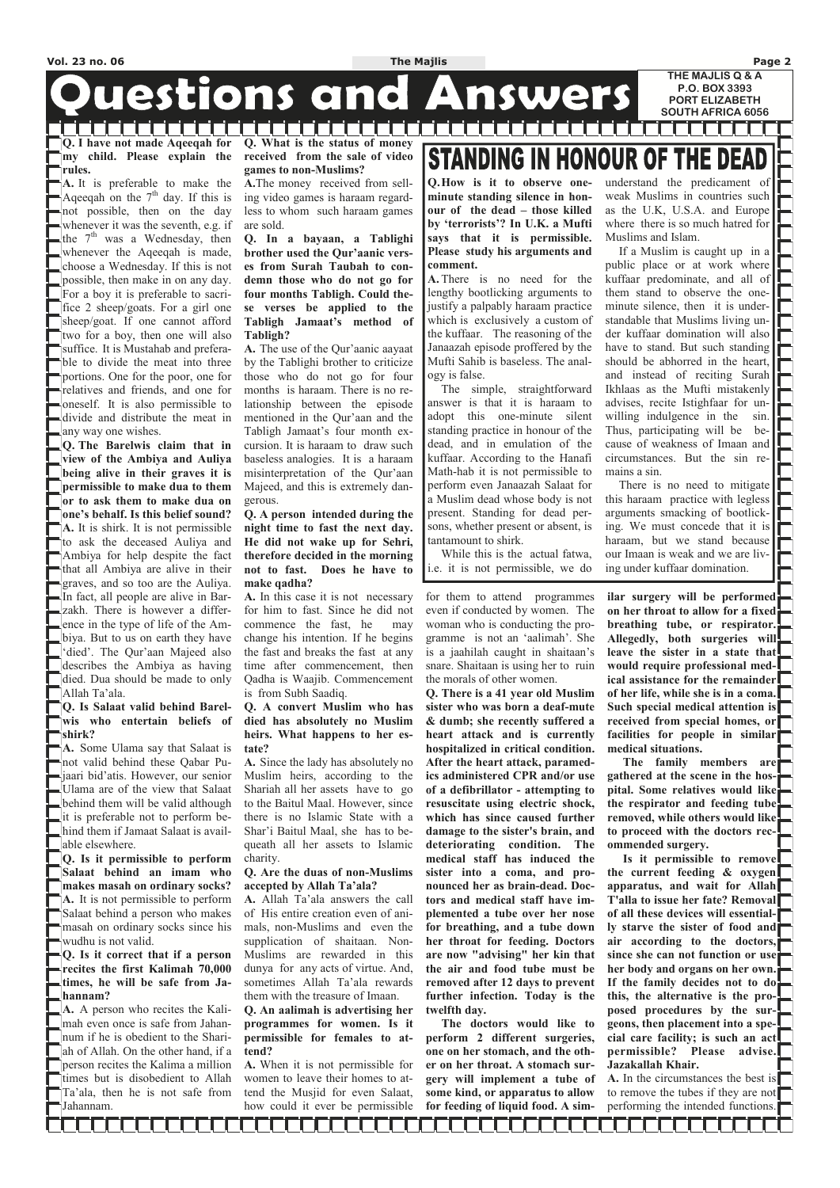# Questions and Answers

THE MAJLIS Q & A
P.O. BOX 3393
PORT ELIZABETH
SOUTH AFRICA 6056

**Q. I have not made Aqeeqah for my child. Please explain the rules.**

**A.** It is preferable to make the Aqeeqah on the 7th day. If this is not possible, then on the day whenever it was the seventh, e.g. if the 7th was a Wednesday, then whenever the Aqeeqah is made, choose a Wednesday. If this is not possible, then make in on any day. For a boy it is preferable to sacrifice 2 sheep/goats. For a girl one sheep/goat. If one cannot afford two for a boy, then one will also suffice. It is Mustahab and preferable to divide the meat into three portions. One for the poor, one for relatives and friends, and one for oneself. It is also permissible to divide and distribute the meat in any way one wishes.

**Q. The Barelwis claim that in view of the Ambiya and Auliya being alive in their graves it is permissible to make dua to them or to ask them to make dua on one's behalf. Is this belief sound?**

**A.** It is shirk. It is not permissible to ask the deceased Auliya and Ambiya for help despite the fact that all Ambiya are alive in their graves, and so too are the Auliya. In fact, all people are alive in Barzakh. There is however a difference in the type of life of the Ambiya. But to us on earth they have 'died'. The Qur'aan Majeed also describes the Ambiya as having died. Dua should be made to only Allah Ta'ala.

**Q. Is Salaat valid behind Barelwis who entertain beliefs of shirk?**

**A.** Some Ulama say that Salaat is not valid behind these Qabar Pujaari bid'atis. However, our senior Ulama are of the view that Salaat behind them will be valid although it is preferable not to perform behind them if Jamaat Salaat is available elsewhere.

**Q. Is it permissible to perform Salaat behind an imam who makes masah on ordinary socks?**

**A.** It is not permissible to perform Salaat behind a person who makes masah on ordinary socks since his wudhu is not valid.

**Q. Is it correct that if a person recites the first Kalimah 70,000 times, he will be safe from Jahannam?**

**A.** A person who recites the Kalimah even once is safe from Jahannum if he is obedient to the Shariah of Allah. On the other hand, if a person recites the Kalima a million times but is disobedient to Allah Ta'ala, then he is not safe from Jahannam.

**Q. What is the status of money received from the sale of video games to non-Muslims?**

**A.** The money received from selling video games is haraam regardless to whom such haraam games are sold.

**Q. In a bayaan, a Tablighi brother used the Qur'aanic verses from Surah Taubah to condemn those who do not go for four months Tabligh. Could these verses be applied to the Tabligh Jamaat's method of Tabligh?**

**A.** The use of the Qur'aanic aayaat by the Tablighi brother to criticize those who do not go for four months is haraam. There is no relationship between the episode mentioned in the Qur'aan and the Tabligh Jamaat's four month excursion. It is haraam to draw such baseless analogies. It is a haraam misinterpretation of the Qur'aan Majeed, and this is extremely dangerous.

**Q. A person intended during the night time to fast the next day. He did not wake up for Sehri, therefore decided in the morning not to fast. Does he have to make qadha?**

**A.** In this case it is not necessary for him to fast. Since he did not commence the fast, he may change his intention. If he begins the fast and breaks the fast at any time after commencement, then Qadha is Waajib. Commencement is from Subh Saadiq.

**Q. A convert Muslim who has died has absolutely no Muslim heirs. What happens to her estate?**

**A.** Since the lady has absolutely no Muslim heirs, according to the Shariah all her assets have to go to the Baitul Maal. However, since there is no Islamic State with a Shar'i Baitul Maal, she has to bequeath all her assets to Islamic charity.

**Q. Are the duas of non-Muslims accepted by Allah Ta'ala?**

**A.** Allah Ta'ala answers the call of His entire creation even of animals, non-Muslims and even the supplication of shaitaan. Non-Muslims are rewarded in this dunya for any acts of virtue. And, sometimes Allah Ta'ala rewards them with the treasure of Imaan.

**Q. An aalimah is advertising her programmes for women. Is it permissible for females to attend?**

**A.** When it is not permissible for women to leave their homes to attend the Musjid for even Salaat, how could it ever be permissible for them to attend programmes even if conducted by women. The woman who is conducting the programme is not an 'aalimah'. She is a jaahilah caught in shaitaan's snare. Shaitaan is using her to ruin the morals of other women.

## STANDING IN HONOUR OF THE DEAD

**Q. How is it to observe one-minute standing silence in honour of the dead – those killed by 'terrorists'? In U.K. a Mufti says that it is permissible. Please study his arguments and comment.**

**A.** There is no need for the lengthy bootlicking arguments to justify a palpably haraam practice which is exclusively a custom of the kuffaar. The reasoning of the Janaazah episode proffered by the Mufti Sahib is baseless. The analogy is false.

The simple, straightforward answer is that it is haraam to adopt this one-minute silent standing practice in honour of the dead, and in emulation of the kuffaar. According to the Hanafi Math-hab it is not permissible to perform even Janaazah Salaat for a Muslim dead whose body is not present. Standing for dead persons, whether present or absent, is tantamount to shirk.

While this is the actual fatwa, i.e. it is not permissible, we do understand the predicament of weak Muslims in countries such as the U.K, U.S.A. and Europe where there is so much hatred for Muslims and Islam.

If a Muslim is caught up in a public place or at work where kuffaar predominate, and all of them stand to observe the one-minute silence, then it is understandable that Muslims living under kuffaar domination will also have to stand. But such standing should be abhorred in the heart, and instead of reciting Surah Ikhlaas as the Mufti mistakenly advises, recite Istighfaar for unwilling indulgence in the sin. Thus, participating will be because of weakness of Imaan and circumstances. But the sin remains a sin.

There is no need to mitigate this haraam practice with legless arguments smacking of bootlicking. We must concede that it is haraam, but we stand because our Imaan is weak and we are living under kuffaar domination.

**Q. There is a 41 year old Muslim sister who was born a deaf-mute & dumb; she recently suffered a heart attack and is currently hospitalized in critical condition. After the heart attack, paramedics administered CPR and/or use of a defibrillator - attempting to resuscitate using electric shock, which has since caused further damage to the sister's brain, and deteriorating condition. The medical staff has induced the sister into a coma, and pronounced her as brain-dead. Doctors and medical staff have implemented a tube over her nose for breathing, and a tube down her throat for feeding. Doctors are now "advising" her kin that the air and food tube must be removed after 12 days to prevent further infection. Today is the twelfth day.**

**The doctors would like to perform 2 different surgeries, one on her stomach, and the other on her throat. A stomach surgery will implement a tube of some kind, or apparatus to allow for feeding of liquid food. A similar surgery will be performed on her throat to allow for a fixed breathing tube, or respirator. Allegedly, both surgeries will leave the sister in a state that would require professional medical assistance for the remainder of her life, while she is in a coma. Such special medical attention is received from special homes, or facilities for people in similar medical situations.**

**The family members are gathered at the scene in the hospital. Some relatives would like the respirator and feeding tube removed, while others would like to proceed with the doctors recommended surgery.**

**Is it permissible to remove the current feeding & oxygen apparatus, and wait for Allah T'alla to issue her fate? Removal of all these devices will essentially starve the sister of food and air according to the doctors, since she can not function or use her body and organs on her own. If the family decides not to do this, the alternative is the proposed procedures by the surgeons, then placement into a special care facility; is such an act permissible? Please advise. Jazakallah Khair.**

**A.** In the circumstances the best is to remove the tubes if they are not performing the intended functions.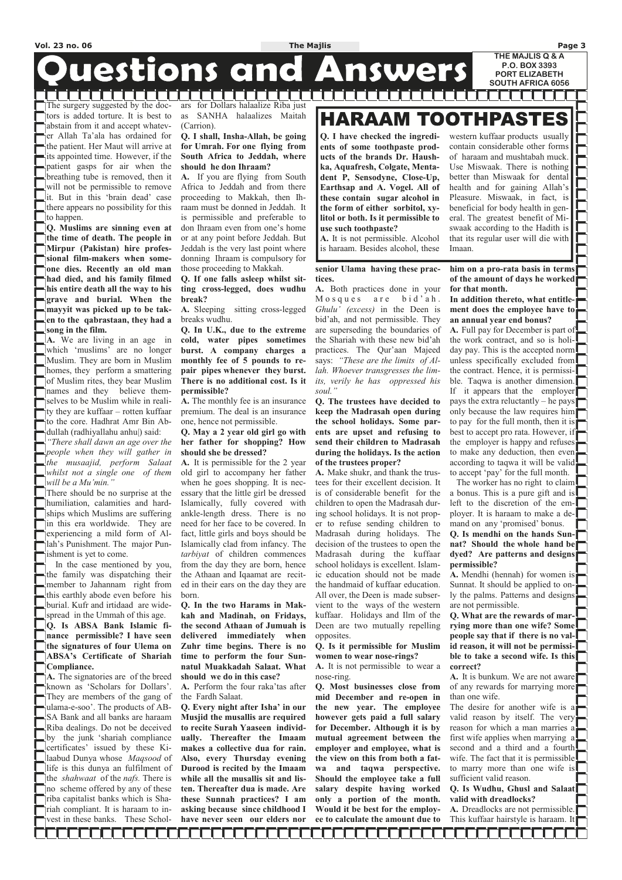# Questions and Answers

THE MAJLIS Q & A
P.O. BOX 3393
PORT ELIZABETH
SOUTH AFRICA 6056

The surgery suggested by the doctors is added torture. It is best to abstain from it and accept whatever Allah Ta'ala has ordained for the patient. Her Maut will arrive at its appointed time. However, if the patient gasps for air when the breathing tube is removed, then it will not be permissible to remove it. But in this 'brain dead' case there appears no possibility for this to happen.

**Q. Muslims are sinning even at the time of death. The people in Mirpur (Pakistan) hire professional film-makers when someone dies. Recently an old man had died, and his family filmed his entire death all the way to his grave and burial. When the mayyit was picked up to be taken to the qabrastaan, they had a song in the film.**

**A.** We are living in an age in which 'muslims' are no longer Muslim. They are born in Muslim homes, they perform a smattering of Muslim rites, they bear Muslim names and they believe themselves to be Muslim while in reality they are kuffaar – rotten kuffaar to the core. Hadhrat Amr Bin Abdullah (radhiyallahu anhu|) said: *"There shall dawn an age over the people when they will gather in the musaajid, perform Salaat whilst not a single one of them will be a Mu'min."*

There should be no surprise at the humiliation, calamities and hardships which Muslims are suffering in this era worldwide. They are experiencing a mild form of Allah's Punishment. The major Punishment is yet to come.

In the case mentioned by you, the family was dispatching their member to Jahannam right from this earthly abode even before his burial. Kufr and irtidaad are widespread in the Ummah of this age.

**Q. Is ABSA Bank Islamic finance permissible? I have seen the signatures of four Ulema on ABSA's Certificate of Shariah Compliance.**

**A.** The signatories are of the breed known as 'Scholars for Dollars'. They are members of the gang of ulama-e-soo'. The products of ABSA Bank and all banks are haraam Riba dealings. Do not be deceived by the junk 'shariah compliance certificates' issued by these Kilaabud Dunya whose *Maqsood* of life is this dunya an fulfilment of the *shahwaat* of the *nafs.* There is no scheme offered by any of these riba capitalist banks which is Shariah compliant. It is haraam to invest in these banks. These Scholars for Dollars halaalize Riba just as SANHA halaalizes Maitah (Carrion).

**Q. I shall, Insha-Allah, be going for Umrah. For one flying from South Africa to Jeddah, where should he don Ihraam?**

**A.** If you are flying from South Africa to Jeddah and from there proceeding to Makkah, then Ihraam must be donned in Jeddah. It is permissible and preferable to don Ihraam even from one's home or at any point before Jeddah. But Jeddah is the very last point where donning Ihraam is compulsory for those proceeding to Makkah.

**Q. If one falls asleep whilst sitting cross-legged, does wudhu break?**

**A.** Sleeping sitting cross-legged breaks wudhu.

**Q. In U.K., due to the extreme cold, water pipes sometimes burst. A company charges a monthly fee of 5 pounds to repair pipes whenever they burst. There is no additional cost. Is it permissible?**

**A.** The monthly fee is an insurance premium. The deal is an insurance one, hence not permissible.

**Q. May a 2 year old girl go with her father for shopping? How should she be dressed?**

**A.** It is permissible for the 2 year old girl to accompany her father when he goes shopping. It is necessary that the little girl be dressed Islamically, fully covered with ankle-length dress. There is no need for her face to be covered. In fact, little girls and boys should be Islamically clad from infancy. The *tarbiyat* of children commences from the day they are born, hence the Athaan and Iqaamat are recited in their ears on the day they are born.

**Q. In the two Harams in Makkah and Madinah, on Fridays, the second Athaan of Jumuah is delivered immediately when Zuhr time begins. There is no time to perform the four Sunnatul Muakkadah Salaat. What should we do in this case?**

**A.** Perform the four raka'tas after the Fardh Salaat.

**Q. Every night after Isha' in our Musjid the musallis are required to recite Surah Yaaseen individually. Thereafter the Imaam makes a collective dua for rain. Also, every Thursday evening Durood is recited by the Imaam while all the musallis sit and listen. Thereafter dua is made. Are these Sunnah practices? I am asking because since childhood I have never seen our elders nor senior Ulama having these practices.**

**A.** Both practices done in your Mosques are bid'ah. *Ghulu' (excess)* in the Deen is bid'ah, and not permissible. They are superseding the boundaries of the Shariah with these new bid'ah practices. The Qur'aan Majeed says: *"These are the limits of Allah. Whoever transgresses the limits, verily he has oppressed his soul."*

**Q. The trustees have decided to keep the Madrasah open during the school holidays. Some parents are upset and refusing to send their children to Madrasah during the holidays. Is the action of the trustees proper?**

**A.** Make shukr, and thank the trustees for their excellent decision. It is of considerable benefit for the children to open the Madrasah during school holidays. It is not proper to refuse sending children to Madrasah during holidays. The decision of the trustees to open the Madrasah during the kuffaar school holidays is excellent. Islamic education should not be made the handmaid of kuffaar education. All over, the Deen is made subservient to the ways of the western kuffaar. Holidays and Ilm of the Deen are two mutually repelling opposites.

**Q. Is it permissible for Muslim women to wear nose-rings?**

**A.** It is not permissible to wear a nose-ring.

**Q. Most businesses close from mid December and re-open in the new year. The employee however gets paid a full salary for December. Although it is by mutual agreement between the employer and employee, what is the view on this from both a fatwa and taqwa perspective. Should the employee take a full salary despite having worked only a portion of the month. Would it be best for the employee to calculate the amount due to him on a pro-rata basis in terms of the amount of days he worked for that month.**

**In addition thereto, what entitlement does the employee have to an annual year end bonus?**

**A.** Full pay for December is part of the work contract, and so is holiday pay. This is the accepted norm unless specifically excluded from the contract. Hence, it is permissible. Taqwa is another dimension. If it appears that the employer pays the extra reluctantly – he pays only because the law requires him to pay for the full month, then it is best to accept pro rata. However, if the employer is happy and refuses to make any deduction, then even according to taqwa it will be valid to accept 'pay' for the full month.

The worker has no right to claim a bonus. This is a pure gift and is left to the discretion of the employer. It is haraam to make a demand on any 'promised' bonus.

**Q. Is mendhi on the hands Sunnat? Should the whole hand be dyed? Are patterns and designs permissible?**

**A.** Mendhi (hennah) for women is Sunnat. It should be applied to only the palms. Patterns and designs are not permissible.

**Q. What are the rewards of marrying more than one wife? Some people say that if there is no valid reason, it will not be permissible to take a second wife. Is this correct?**

**A.** It is bunkum. We are not aware of any rewards for marrying more than one wife.

The desire for another wife is a valid reason by itself. The very reason for which a man marries a first wife applies when marrying a second and a third and a fourth wife. The fact that it is permissible to marry more than one wife is sufficient valid reason.

**Q. Is Wudhu, Ghusl and Salaat valid with dreadlocks?**

**A.** Dreadlocks are not permissible. This kuffaar hairstyle is haraam. It

## HARAAM TOOTHPASTES

**Q. I have checked the ingredients of some toothpaste products of the brands Dr. Haushka, Aquafresh, Colgate, Mentadent P, Sensodyne, Close-Up, Earthsap and A. Vogel. All of these contain sugar alcohol in the form of either sorbitol, xylitol or both. Is it permissible to use such toothpaste?**

**A.** It is not permissible. Alcohol is haraam. Besides alcohol, these western kuffaar products usually contain considerable other forms of haraam and mushtabah muck. Use Miswaak. There is nothing better than Miswaak for dental health and for gaining Allah's Pleasure. Miswaak, in fact, is beneficial for body health in general. The greatest benefit of Miswaak according to the Hadith is that its regular user will die with Imaan.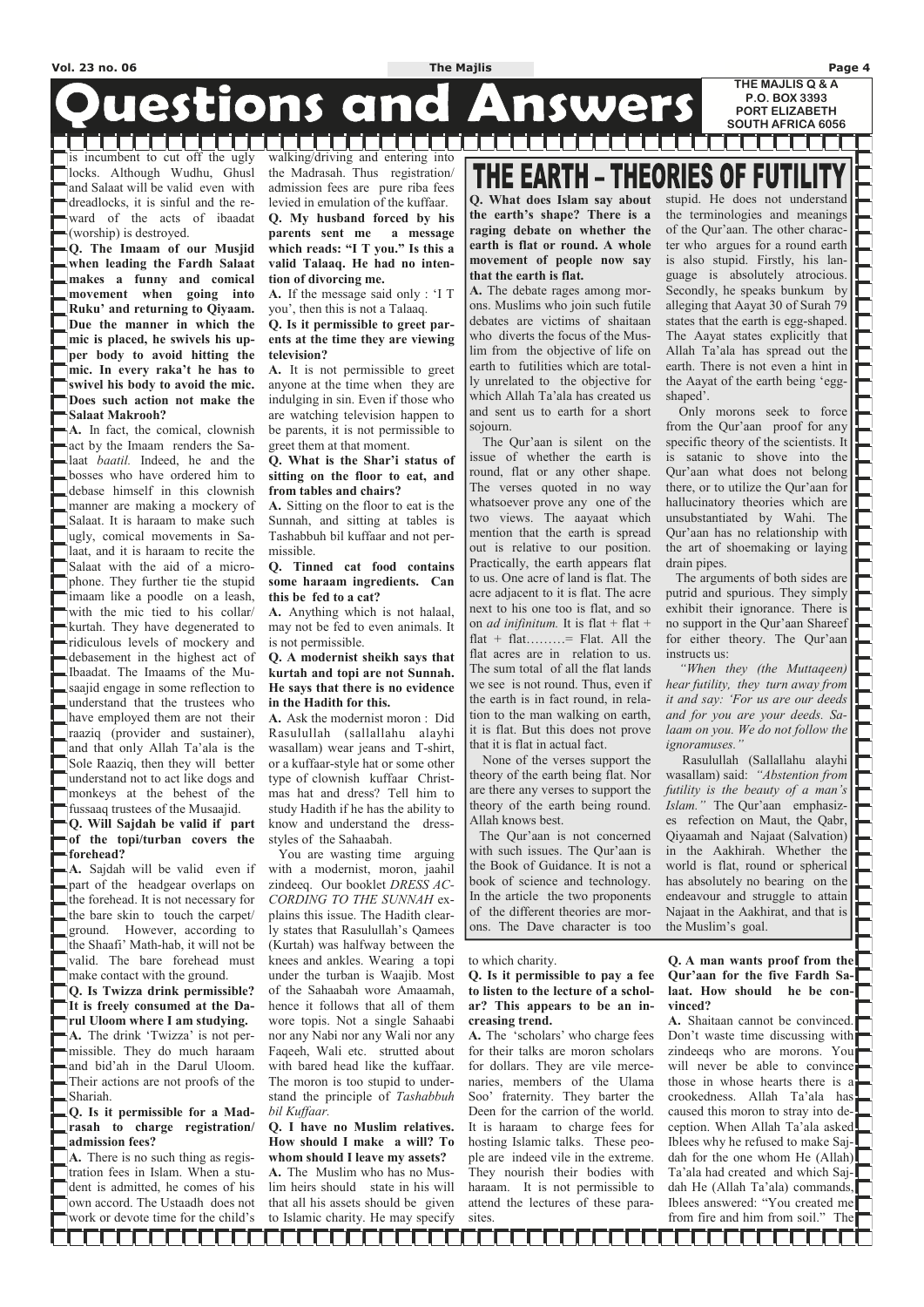# Questions and Answers

THE MAJLIS Q & A
P.O. BOX 3393
PORT ELIZABETH
SOUTH AFRICA 6056

is incumbent to cut off the ugly locks. Although Wudhu, Ghusl and Salaat will be valid even with dreadlocks, it is sinful and the reward of the acts of ibaadat (worship) is destroyed.

**Q. The Imaam of our Musjid when leading the Fardh Salaat makes a funny and comical movement when going into Ruku' and returning to Qiyaam. Due the manner in which the mic is placed, he swivels his upper body to avoid hitting the mic. In every raka't he has to swivel his body to avoid the mic. Does such action not make the Salaat Makrooh?**

**A.** In fact, the comical, clownish act by the Imaam renders the Salaat *baatil.* Indeed, he and the bosses who have ordered him to debase himself in this clownish manner are making a mockery of Salaat. It is haraam to make such ugly, comical movements in Salaat, and it is haraam to recite the Salaat with the aid of a microphone. They further tie the stupid imaam like a poodle on a leash, with the mic tied to his collar/kurtah. They have degenerated to ridiculous levels of mockery and debasement in the highest act of Ibaadat. The Imaams of the Musaajid engage in some reflection to understand that the trustees who have employed them are not their raaziq (provider and sustainer), and that only Allah Ta'ala is the Sole Raaziq, then they will better understand not to act like dogs and monkeys at the behest of the fussaaq trustees of the Musaajid.

**Q. Will Sajdah be valid if part of the topi/turban covers the forehead?**

**A.** Sajdah will be valid even if part of the headgear overlaps on the forehead. It is not necessary for the bare skin to touch the carpet/ground. However, according to the Shaafi' Math-hab, it will not be valid. The bare forehead must make contact with the ground.

**Q. Is Twizza drink permissible? It is freely consumed at the Darul Uloom where I am studying.**

**A.** The drink 'Twizza' is not permissible. They do much haraam and bid'ah in the Darul Uloom. Their actions are not proofs of the Shariah.

**Q. Is it permissible for a Madrasah to charge registration/admission fees?**

**A.** There is no such thing as registration fees in Islam. When a student is admitted, he comes of his own accord. The Ustaadh does not work or devote time for the child's walking/driving and entering into the Madrasah. Thus registration/admission fees are pure riba fees levied in emulation of the kuffaar.

**Q. My husband forced by his parents sent me a message which reads: "I T you." Is this a valid Talaaq. He had no intention of divorcing me.**

**A.** If the message said only : 'I T you', then this is not a Talaaq.

**Q. Is it permissible to greet parents at the time they are viewing television?**

**A.** It is not permissible to greet anyone at the time when they are indulging in sin. Even if those who are watching television happen to be parents, it is not permissible to greet them at that moment.

**Q. What is the Shar'i status of sitting on the floor to eat, and from tables and chairs?**

**A.** Sitting on the floor to eat is the Sunnah, and sitting at tables is Tashabbuh bil kuffaar and not permissible.

**Q. Tinned cat food contains some haraam ingredients. Can this be fed to a cat?**

**A.** Anything which is not halaal, may not be fed to even animals. It is not permissible.

**Q. A modernist sheikh says that kurtah and topi are not Sunnah. He says that there is no evidence in the Hadith for this.**

**A.** Ask the modernist moron : Did Rasulullah (sallallahu alayhi wasallam) wear jeans and T-shirt, or a kuffaar-style hat or some other type of clownish kuffaar Christmas hat and dress? Tell him to study Hadith if he has the ability to know and understand the dress-styles of the Sahaabah.

You are wasting time arguing with a modernist, moron, jaahil zindeeq. Our booklet *DRESS ACCORDING TO THE SUNNAH* explains this issue. The Hadith clearly states that Rasulullah's Qamees (Kurtah) was halfway between the knees and ankles. Wearing a topi under the turban is Waajib. Most of the Sahaabah wore Amaamah, hence it follows that all of them wore topis. Not a single Sahaabi nor any Nabi nor any Wali nor any Faqeeh, Wali etc. strutted about with bared head like the kuffaar. The moron is too stupid to understand the principle of *Tashabbuh bil Kuffaar.*

**Q. I have no Muslim relatives. How should I make a will? To whom should I leave my assets?**

**A.** The Muslim who has no Muslim heirs should state in his will that all his assets should be given to Islamic charity. He may specify to which charity.

**Q. Is it permissible to pay a fee to listen to the lecture of a scholar? This appears to be an increasing trend.**

**A.** The 'scholars' who charge fees for their talks are moron scholars for dollars. They are vile mercenaries, members of the Ulama Soo' fraternity. They barter the Deen for the carrion of the world. It is haraam to charge fees for hosting Islamic talks. These people are indeed vile in the extreme. They nourish their bodies with haraam. It is not permissible to attend the lectures of these parasites.

**Q. A man wants proof from the Qur'aan for the five Fardh Salaat. How should he be convinced?**

**A.** Shaitaan cannot be convinced. Don't waste time discussing with zindeeqs who are morons. You will never be able to convince those in whose hearts there is a crookedness. Allah Ta'ala has caused this moron to stray into deception. When Allah Ta'ala asked Iblees why he refused to make Sajdah for the one whom He (Allah) Ta'ala had created and which Sajdah He (Allah Ta'ala) commands, Iblees answered: "You created me from fire and him from soil." The

## THE EARTH – THEORIES OF FUTILITY

**Q. What does Islam say about the earth's shape? There is a raging debate on whether the earth is flat or round. A whole movement of people now say that the earth is flat.**

**A.** The debate rages among morons. Muslims who join such futile debates are victims of shaitaan who diverts the focus of the Muslim from the objective of life on earth to futilities which are totally unrelated to the objective for which Allah Ta'ala has created us and sent us to earth for a short sojourn.

The Qur'aan is silent on the issue of whether the earth is round, flat or any other shape. The verses quoted in no way whatsoever prove any one of the two views. The aayaat which mention that the earth is spread out is relative to our position. Practically, the earth appears flat to us. One acre of land is flat. The acre adjacent to it is flat. The acre next to his one too is flat, and so on *ad inifinitum.* It is flat + flat + flat + flat………= Flat. All the flat acres are in relation to us. The sum total of all the flat lands we see is not round. Thus, even if the earth is in fact round, in relation to the man walking on earth, it is flat. But this does not prove that it is flat in actual fact.

None of the verses support the theory of the earth being flat. Nor are there any verses to support the theory of the earth being round. Allah knows best.

The Qur'aan is not concerned with such issues. The Qur'aan is the Book of Guidance. It is not a book of science and technology. In the article the two proponents of the different theories are morons. The Dave character is too stupid. He does not understand the terminologies and meanings of the Qur'aan. The other character who argues for a round earth is also stupid. Firstly, his language is absolutely atrocious. Secondly, he speaks bunkum by alleging that Aayat 30 of Surah 79 states that the earth is egg-shaped. The Aayat states explicitly that Allah Ta'ala has spread out the earth. There is not even a hint in the Aayat of the earth being 'egg-shaped'.

Only morons seek to force from the Qur'aan proof for any specific theory of the scientists. It is satanic to shove into the Qur'aan what does not belong there, or to utilize the Qur'aan for hallucinatory theories which are unsubstantiated by Wahi. The Qur'aan has no relationship with the art of shoemaking or laying drain pipes.

The arguments of both sides are putrid and spurious. They simply exhibit their ignorance. There is no support in the Qur'aan Shareef for either theory. The Qur'aan instructs us:

*"When they (the Muttaqeen) hear futility, they turn away from it and say: 'For us are our deeds and for you are your deeds. Salaam on you. We do not follow the ignoramuses."*

Rasulullah (Sallallahu alayhi wasallam) said: *"Abstention from futility is the beauty of a man's Islam."* The Qur'aan emphasizes refection on Maut, the Qabr, Qiyaamah and Najaat (Salvation) in the Aakhirah. Whether the world is flat, round or spherical has absolutely no bearing on the endeavour and struggle to attain Najaat in the Aakhirat, and that is the Muslim's goal.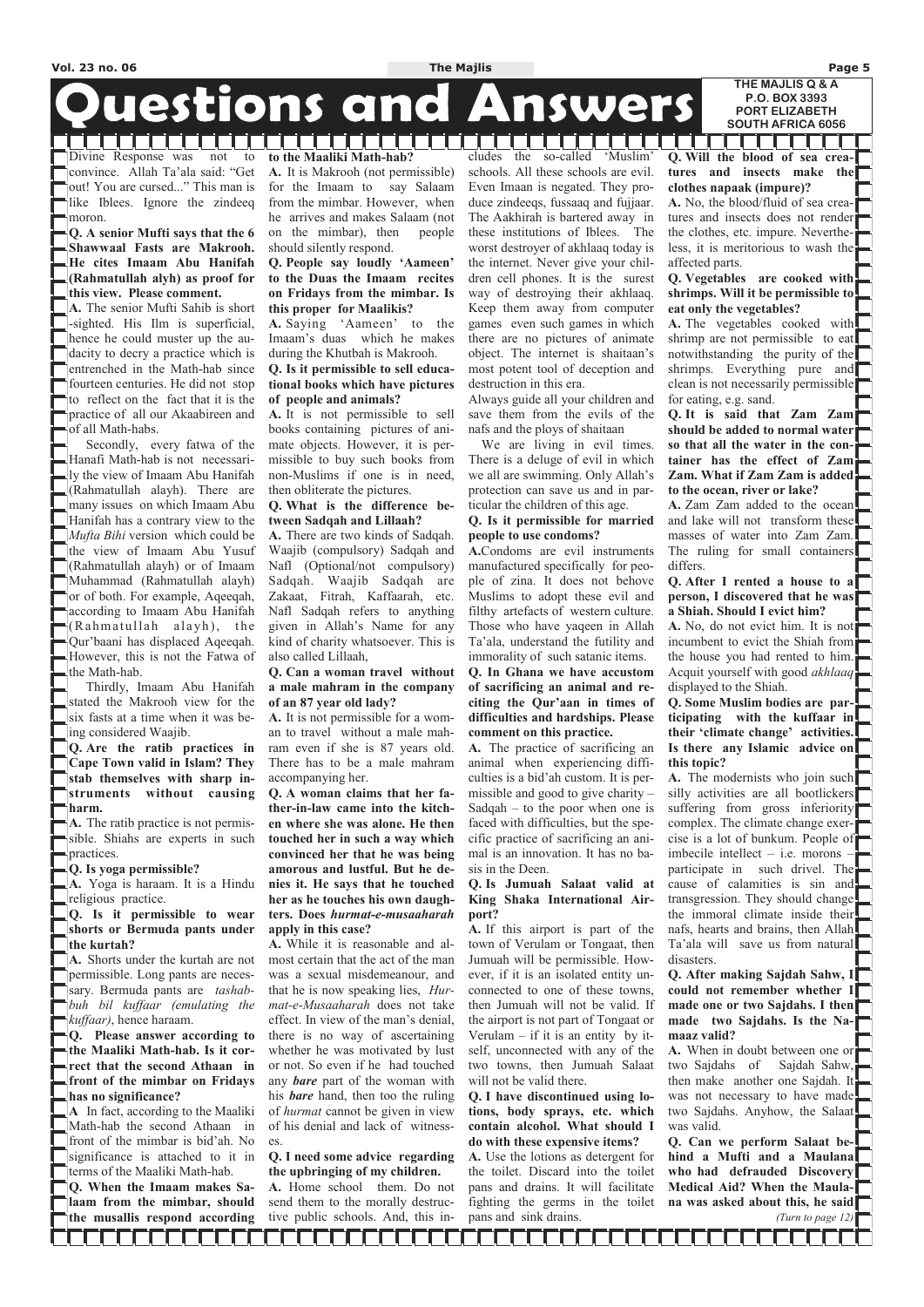# Questions and Answers

THE MAJLIS Q & A
P.O. BOX 3393
PORT ELIZABETH
SOUTH AFRICA 6056

Divine Response was not to convince. Allah Ta'ala said: "Get out! You are cursed..." This man is like Iblees. Ignore the zindeeq moron.

**Q. A senior Mufti says that the 6 Shawwaal Fasts are Makrooh. He cites Imaam Abu Hanifah (Rahmatullah alyh) as proof for this view. Please comment.**

**A.** The senior Mufti Sahib is short-sighted. His Ilm is superficial, hence he could muster up the audacity to decry a practice which is entrenched in the Math-hab since fourteen centuries. He did not stop to reflect on the fact that it is the practice of all our Akaabireen and of all Math-habs.

Secondly, every fatwa of the Hanafi Math-hab is not necessarily the view of Imaam Abu Hanifah (Rahmatullah alayh). There are many issues on which Imaam Abu Hanifah has a contrary view to the *Mufta Bihi* version which could be the view of Imaam Abu Yusuf (Rahmatullah alayh) or of Imaam Muhammad (Rahmatullah alayh) or of both. For example, Aqeeqah, according to Imaam Abu Hanifah (Rahmatullah alayh), the Qur'baani has displaced Aqeeqah. However, this is not the Fatwa of the Math-hab.

Thirdly, Imaam Abu Hanifah stated the Makrooh view for the six fasts at a time when it was being considered Waajib.

**Q. Are the ratib practices in Cape Town valid in Islam? They stab themselves with sharp instruments without causing harm.**

**A.** The ratib practice is not permissible. Shiahs are experts in such practices.

**Q. Is yoga permissible?**

**A.** Yoga is haraam. It is a Hindu religious practice.

**Q. Is it permissible to wear shorts or Bermuda pants under the kurtah?**

**A.** Shorts under the kurtah are not permissible. Long pants are necessary. Bermuda pants are *tashabbuh bil kuffaar (emulating the kuffaar)*, hence haraam.

**Q. Please answer according to the Maaliki Math-hab. Is it correct that the second Athaan in front of the mimbar on Fridays has no significance?**

**A** In fact, according to the Maaliki Math-hab the second Athaan in front of the mimbar is bid'ah. No significance is attached to it in terms of the Maaliki Math-hab.

**Q. When the Imaam makes Salaam from the mimbar, should the musallis respond according to the Maaliki Math-hab?**

**A.** It is Makrooh (not permissible) for the Imaam to say Salaam from the mimbar. However, when he arrives and makes Salaam (not on the mimbar), then people should silently respond.

**Q. People say loudly 'Aameen' to the Duas the Imaam recites on Fridays from the mimbar. Is this proper for Maalikis?**

**A.** Saying 'Aameen' to the Imaam's duas which he makes during the Khutbah is Makrooh.

**Q. Is it permissible to sell educational books which have pictures of people and animals?**

**A.** It is not permissible to sell books containing pictures of animate objects. However, it is permissible to buy such books from non-Muslims if one is in need, then obliterate the pictures.

**Q. What is the difference between Sadqah and Lillaah?**

**A.** There are two kinds of Sadqah. Waajib (compulsory) Sadqah and Nafl (Optional/not compulsory) Sadqah. Waajib Sadqah are Zakaat, Fitrah, Kaffaarah, etc. Nafl Sadqah refers to anything given in Allah's Name for any kind of charity whatsoever. This is also called Lillaah,

**Q. Can a woman travel without a male mahram in the company of an 87 year old lady?**

**A.** It is not permissible for a woman to travel without a male mahram even if she is 87 years old. There has to be a male mahram accompanying her.

**Q. A woman claims that her father-in-law came into the kitchen where she was alone. He then touched her in such a way which convinced her that he was being amorous and lustful. But he denies it. He says that he touched her as he touches his own daughters. Does *hurmat-e-musaaharah* apply in this case?**

**A.** While it is reasonable and almost certain that the act of the man was a sexual misdemeanour, and that he is now speaking lies, *Hurmat-e-Musaaharah* does not take effect. In view of the man's denial, there is no way of ascertaining whether he was motivated by lust or not. So even if he had touched any ***bare*** part of the woman with his ***bare*** hand, then too the ruling of *hurmat* cannot be given in view of his denial and lack of witnesses.

**Q. I need some advice regarding the upbringing of my children.**

**A.** Home school them. Do not send them to the morally destructive public schools. And, this includes the so-called 'Muslim' schools. All these schools are evil. Even Imaan is negated. They produce zindeeqs, fussaaq and fujjaar. The Aakhirah is bartered away in these institutions of Iblees. The worst destroyer of akhlaaq today is the internet. Never give your children cell phones. It is the surest way of destroying their akhlaaq. Keep them away from computer games even such games in which there are no pictures of animate object. The internet is shaitaan's most potent tool of deception and destruction in this era.

Always guide all your children and save them from the evils of the nafs and the ploys of shaitaan

We are living in evil times. There is a deluge of evil in which we all are swimming. Only Allah's protection can save us and in particular the children of this age.

**Q. Is it permissible for married people to use condoms?**

**A.** Condoms are evil instruments manufactured specifically for people of zina. It does not behove Muslims to adopt these evil and filthy artefacts of western culture. Those who have yaqeen in Allah Ta'ala, understand the futility and immorality of such satanic items.

**Q. In Ghana we have accustom of sacrificing an animal and reciting the Qur'aan in times of difficulties and hardships. Please comment on this practice.**

**A.** The practice of sacrificing an animal when experiencing difficulties is a bid'ah custom. It is permissible and good to give charity – Sadqah – to the poor when one is faced with difficulties, but the specific practice of sacrificing an animal is an innovation. It has no basis in the Deen.

**Q. Is Jumuah Salaat valid at King Shaka International Airport?**

**A.** If this airport is part of the town of Verulam or Tongaat, then Jumuah will be permissible. However, if it is an isolated entity unconnected to one of these towns, then Jumuah will not be valid. If the airport is not part of Tongaat or Verulam – if it is an entity by itself, unconnected with any of the two towns, then Jumuah Salaat will not be valid there.

**Q. I have discontinued using lotions, body sprays, etc. which contain alcohol. What should I do with these expensive items?**

**A.** Use the lotions as detergent for the toilet. Discard into the toilet pans and drains. It will facilitate fighting the germs in the toilet pans and sink drains.

**Q. Will the blood of sea creatures and insects make the clothes napaak (impure)?**

**A.** No, the blood/fluid of sea creatures and insects does not render the clothes, etc. impure. Nevertheless, it is meritorious to wash the affected parts.

**Q. Vegetables are cooked with shrimps. Will it be permissible to eat only the vegetables?**

**A.** The vegetables cooked with shrimp are not permissible to eat notwithstanding the purity of the shrimps. Everything pure and clean is not necessarily permissible for eating, e.g. sand.

**Q. It is said that Zam Zam should be added to normal water so that all the water in the container has the effect of Zam Zam. What if Zam Zam is added to the ocean, river or lake?**

**A.** Zam Zam added to the ocean and lake will not transform these masses of water into Zam Zam. The ruling for small containers differs.

**Q. After I rented a house to a person, I discovered that he was a Shiah. Should I evict him?**

**A.** No, do not evict him. It is not incumbent to evict the Shiah from the house you had rented to him. Acquit yourself with good *akhlaaq* displayed to the Shiah.

**Q. Some Muslim bodies are participating with the kuffaar in their 'climate change' activities. Is there any Islamic advice on this topic?**

**A.** The modernists who join such silly activities are all bootlickers suffering from gross inferiority complex. The climate change exercise is a lot of bunkum. People of imbecile intellect – i.e. morons – participate in such drivel. The cause of calamities is sin and transgression. They should change the immoral climate inside their nafs, hearts and brains, then Allah Ta'ala will save us from natural disasters.

**Q. After making Sajdah Sahw, I could not remember whether I made one or two Sajdahs. I then made two Sajdahs. Is the Namaaz valid?**

**A.** When in doubt between one or two Sajdahs of Sajdah Sahw, then make another one Sajdah. It was not necessary to have made two Sajdahs. Anyhow, the Salaat was valid.

**Q. Can we perform Salaat behind a Mufti and a Maulana who had defrauded Discovery Medical Aid? When the Maulana was asked about this, he said**

*(Turn to page 12)*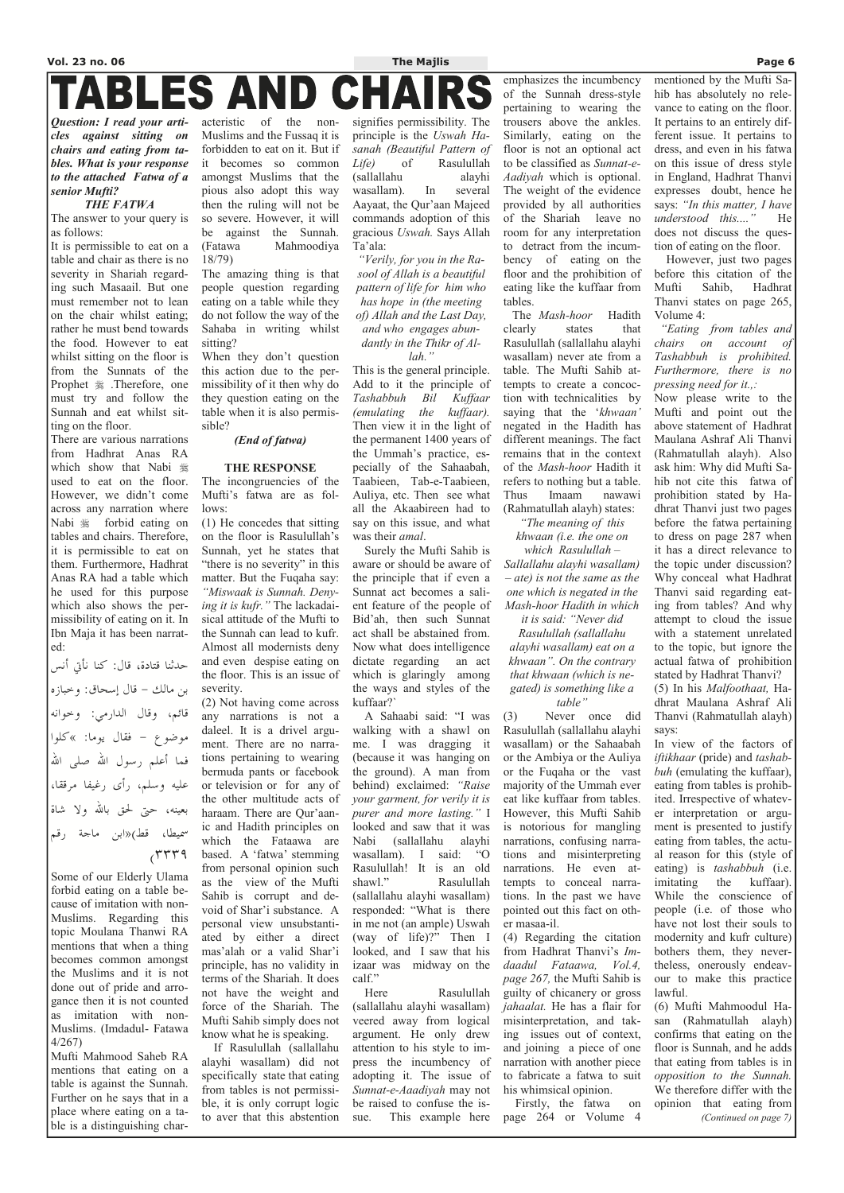# TABLES AND CHAIRS

***Question: I read your articles against sitting on chairs and eating from tables. What is your response to the attached Fatwa of a senior Mufti?***

***THE FATWA***

The answer to your query is as follows:

It is permissible to eat on a table and chair as there is no severity in Shariah regarding such Masaail. But one must remember not to lean on the chair whilst eating; rather he must bend towards the food. However to eat whilst sitting on the floor is from the Sunnats of the Prophet ﷺ .Therefore, one must try and follow the Sunnah and eat whilst sitting on the floor.

There are various narrations from Hadhrat Anas RA which show that Nabi ﷺ used to eat on the floor. However, we didn't come across any narration where Nabi ﷺ forbid eating on tables and chairs. Therefore, it is permissible to eat on them. Furthermore, Hadhrat Anas RA had a table which he used for this purpose which also shows the permissibility of eating on it. In Ibn Maja it has been narrated:

حدثنا قتادة، قال: كنا نأتي أنس بن مالك – قال إسحاق: وخبازه قائم، وقال الدارمي: وخوانه موضوع – فقال يوما: »كلوا فما أعلم رسول الله صلى الله عليه وسلم، رأى رغيفا مرققا، بعينه، حتى لحق بالله ولا شاة سميطا، قط«ابن ماجة رقم ٣٣٣٩)

Some of our Elderly Ulama forbid eating on a table because of imitation with non-Muslims. Regarding this topic Moulana Thanwi RA mentions that when a thing becomes common amongst the Muslims and it is not done out of pride and arrogance then it is not counted as imitation with non-Muslims. (Imdadul- Fatawa 4/267)

Mufti Mahmood Saheb RA mentions that eating on a table is against the Sunnah. Further on he says that in a place where eating on a table is a distinguishing characteristic of the non-Muslims and the Fussaq it is forbidden to eat on it. But if it becomes so common amongst Muslims that the pious also adopt this way then the ruling will not be so severe. However, it will be against the Sunnah. (Fatawa Mahmoodiya 18/79)

The amazing thing is that people question regarding eating on a table while they do not follow the way of the Sahaba in writing whilst sitting?

When they don't question this action due to the permissibility of it then why do they question eating on the table when it is also permissible?

*(End of fatwa)*

**THE RESPONSE**

The incongruencies of the Mufti's fatwa are as follows:

(1) He concedes that sitting on the floor is Rasulullah's Sunnah, yet he states that "there is no severity" in this matter. But the Fuqaha say: *"Miswaak is Sunnah. Denying it is kufr."* The lackadaisical attitude of the Mufti to the Sunnah can lead to kufr. Almost all modernists deny and even despise eating on the floor. This is an issue of severity.

(2) Not having come across any narrations is not a daleel. It is a drivel argument. There are no narrations pertaining to wearing bermuda pants or facebook or television or for any of the other multitude acts of haraam. There are Qur'aanic and Hadith principles on which the Fataawa are based. A 'fatwa' stemming from personal opinion such as the view of the Mufti Sahib is corrupt and devoid of Shar'i substance. A personal view unsubstantiated by either a direct mas'alah or a valid Shar'i principle, has no validity in terms of the Shariah. It does not have the weight and force of the Shariah. The Mufti Sahib simply does not know what he is speaking.

If Rasulullah (sallallahu alayhi wasallam) did not specifically state that eating from tables is not permissible, it is only corrupt logic to aver that this abstention signifies permissibility. The principle is the *Uswah Hasanah (Beautiful Pattern of Life)* of Rasulullah (sallallahu alayhi wasallam). In several Aayaat, the Qur'aan Majeed commands adoption of this gracious *Uswah.* Says Allah Ta'ala:

*"Verily, for you in the Rasool of Allah is a beautiful pattern of life for him who has hope in (the meeting of) Allah and the Last Day, and who engages abundantly in the Thikr of Allah."*

This is the general principle. Add to it the principle of *Tashabbuh Bil Kuffaar (emulating the kuffaar).* Then view it in the light of the permanent 1400 years of the Ummah's practice, especially of the Sahaabah, Taabieen, Tab-e-Taabieen, Auliya, etc. Then see what all the Akaabireen had to say on this issue, and what was their *amal*.

Surely the Mufti Sahib is aware or should be aware of the principle that if even a Sunnat act becomes a salient feature of the people of Bid'ah, then such Sunnat shall be abstained from. Now what does intelligence dictate regarding an act which is glaringly among the ways and styles of the kuffaar?`

A Sahaabi said: "I was walking with a shawl on me. I was dragging it (because it was hanging on the ground). A man from behind) exclaimed: *"Raise your garment, for verily it is purer and more lasting."* I looked and saw that it was Nabi (sallallahu alayhi wasallam). I said: "O Rasulullah! It is an old shawl." Rasulullah (sallallahu alayhi wasallam) responded: "What is there in me not (an ample) Uswah (way of life)?" Then I looked, and I saw that his izaar was midway on the calf."

Here Rasulullah (sallallahu alayhi wasallam) veered away from logical argument. He only drew attention to his style to impress the incumbency of adopting it. The issue of *Sunnat-e-Aadiyah* may not be raised to confuse the issue. This example here emphasizes the incumbency of the Sunnah dress-style pertaining to wearing the trousers above the ankles. Similarly, eating on the floor is not an optional act to be classified as *Sunnat-e-Aadiyah* which is optional. The weight of the evidence provided by all authorities of the Shariah leave no room for any interpretation to detract from the incumbency of eating on the floor and the prohibition of eating like the kuffaar from tables.

The *Mash-hoor* Hadith clearly states that Rasulullah (sallallahu alayhi wasallam) never ate from a table. The Mufti Sahib attempts to create a concoction with technicalities by saying that the '*khwaan'* negated in the Hadith has different meanings. The fact remains that in the context of the *Mash-hoor* Hadith it refers to nothing but a table. Thus Imaam nawawi (Rahmatullah alayh) states:

*"The meaning of this khwaan (i.e. the one on which Rasulullah – Sallallahu alayhi wasallam) – ate) is not the same as the one which is negated in the Mash-hoor Hadith in which it is said: "Never did Rasulullah (sallallahu alayhi wasallam) eat on a khwaan". On the contrary that khwaan (which is negated) is something like a table"*

(3) Never once did Rasulullah (sallallahu alayhi wasallam) or the Sahaabah or the Ambiya or the Fuqaha or the Auliya or the vast majority of the Ummah ever eat like kuffaar from tables. However, this Mufti Sahib is notorious for mangling narrations, confusing narrations and misinterpreting narrations. He even attempts to conceal narrations. In the past we have pointed out this fact on other masaa-il.

(4) Regarding the citation from Hadhrat Thanvi's *Imdaadul Fataawa, Vol.4, page 267,* the Mufti Sahib is guilty of chicanery or gross *jahaalat.* He has a flair for misinterpretation, and taking issues out of context, and joining a piece of one narration with another piece to fabricate a fatwa to suit his whimsical opinion.

Firstly, the fatwa on page 264 or Volume 4 mentioned by the Mufti Sahib has absolutely no relevance to eating on the floor. It pertains to an entirely different issue. It pertains to dress, and even in his fatwa on this issue of dress style in England, Hadhrat Thanvi expresses doubt, hence he says: *"In this matter, I have understood this...."* He does not discuss the question of eating on the floor.

However, just two pages before this citation of the Mufti Sahib, Hadhrat Thanvi states on page 265, Volume 4:

*"Eating from tables and chairs on account of Tashabbuh is prohibited. Furthermore, there is no pressing need for it.,:*

Now please write to the Mufti and point out the above statement of Hadhrat Maulana Ashraf Ali Thanvi (Rahmatullah alayh). Also ask him: Why did Mufti Sahib not cite this fatwa of prohibition stated by Hadhrat Thanvi just two pages before the fatwa pertaining to dress on page 287 when it has a direct relevance to the topic under discussion? Why conceal what Hadhrat Thanvi said regarding eating from tables? And why attempt to cloud the issue with a statement unrelated to the topic, but ignore the actual fatwa of prohibition stated by Hadhrat Thanvi?

(5) In his *Malfoothaat,* Hadhrat Maulana Ashraf Ali Thanvi (Rahmatullah alayh) says:

In view of the factors of *iftikhaar* (pride) and *tashabbuh* (emulating the kuffaar), eating from tables is prohibited. Irrespective of whatever interpretation or argument is presented to justify eating from tables, the actual reason for this (style of eating) is *tashabbuh* (i.e. imitating the kuffaar). While the conscience of people (i.e. of those who have not lost their souls to modernity and kufr culture) bothers them, they nevertheless, onerously endeavour to make this practice lawful.

(6) Mufti Mahmoodul Hasan (Rahmatullah alayh) confirms that eating on the floor is Sunnah, and he adds that eating from tables is in *opposition to the Sunnah.* We therefore differ with the opinion that eating from *(Continued on page 7)*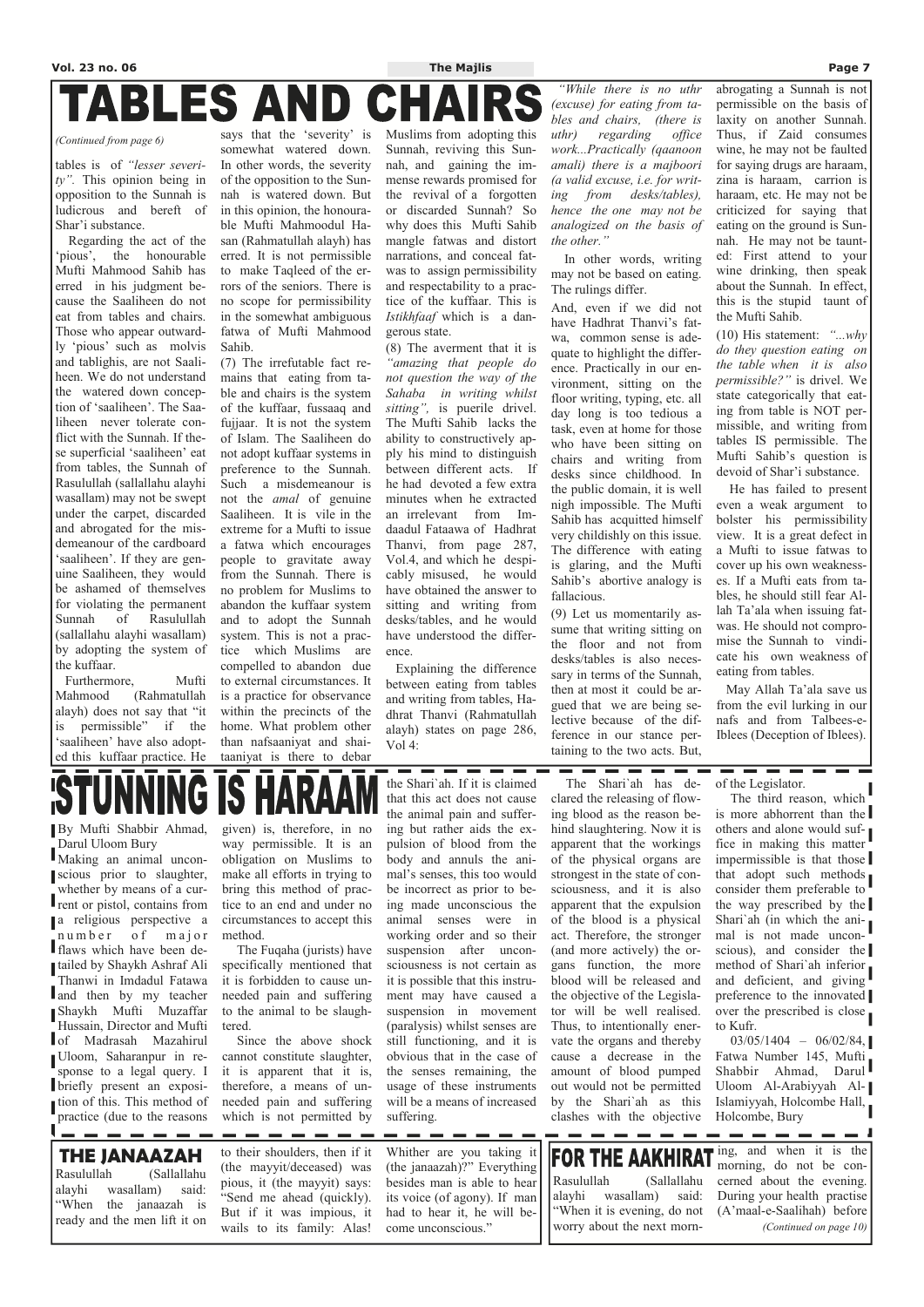# TABLES AND CHAIRS

*(Continued from page 6)*

tables is of *"lesser severity"*. This opinion being in opposition to the Sunnah is ludicrous and bereft of Shar'i substance.

Regarding the act of the 'pious', the honourable Mufti Mahmood Sahib has erred in his judgment because the Saaliheen do not eat from tables and chairs. Those who appear outwardly 'pious' such as molvis and tablighis, are not Saaliheen. We do not understand the watered down conception of 'saaliheen'. The Saaliheen never tolerate conflict with the Sunnah. If these superficial 'saaliheen' eat from tables, the Sunnah of Rasulullah (sallallahu alayhi wasallam) may not be swept under the carpet, discarded and abrogated for the misdemeanour of the cardboard 'saaliheen'. If they are genuine Saaliheen, they would be ashamed of themselves for violating the permanent Sunnah of Rasulullah (sallallahu alayhi wasallam) by adopting the system of the kuffaar.

Furthermore, Mufti Mahmood (Rahmatullah alayh) does not say that "it is permissible" if the 'saaliheen' have also adopted this kuffaar practice. He says that the 'severity' is somewhat watered down. In other words, the severity of the opposition to the Sunnah is watered down. But in this opinion, the honourable Mufti Mahmoodul Hasan (Rahmatullah alayh) has erred. It is not permissible to make Taqleed of the errors of the seniors. There is no scope for permissibility in the somewhat ambiguous fatwa of Mufti Mahmood Sahib.

(7) The irrefutable fact remains that eating from table and chairs is the system of the kuffaar, fussaaq and fujjaar. It is not the system of Islam. The Saaliheen do not adopt kuffaar systems in preference to the Sunnah. Such a misdemeanour is not the *amal* of genuine Saaliheen. It is vile in the extreme for a Mufti to issue a fatwa which encourages people to gravitate away from the Sunnah. There is no problem for Muslims to abandon the kuffaar system and to adopt the Sunnah system. This is not a practice which Muslims are compelled to abandon due to external circumstances. It is a practice for observance within the precincts of the home. What problem other than nafsaaniyat and shaitaaniyat is there to debar Muslims from adopting this Sunnah, reviving this Sunnah, and gaining the immense rewards promised for the revival of a forgotten or discarded Sunnah? So why does this Mufti Sahib mangle fatwas and distort narrations, and conceal fatwas to assign permissibility and respectability to a practice of the kuffaar. This is *Istikhfaaf* which is a dangerous state.

(8) The averment that it is *"amazing that people do not question the way of the Sahaba in writing whilst sitting"*, is puerile drivel. The Mufti Sahib lacks the ability to constructively apply his mind to distinguish between different acts. If he had devoted a few extra minutes when he extracted an irrelevant from Imdaadul Fataawa of Hadhrat Thanvi, from page 287, Vol.4, and which he despicably misused, he would have obtained the answer to sitting and writing from desks/tables, and he would have understood the difference.

Explaining the difference between eating from tables and writing from tables, Hadhrat Thanvi (Rahmatullah alayh) states on page 286, Vol 4:

*"While there is no uthr (excuse) for eating from tables and chairs, (there is uthr) regarding office work...Practically (qaanoon amali) there is a majboori (a valid excuse, i.e. for writing from desks/tables), hence the one may not be analogized on the basis of the other."*

In other words, writing may not be based on eating. The rulings differ.

And, even if we did not have Hadhrat Thanvi's fatwa, common sense is adequate to highlight the difference. Practically in our environment, sitting on the floor writing, typing, etc. all day long is too tedious a task, even at home for those who have been sitting on chairs and writing from desks since childhood. In the public domain, it is well nigh impossible. The Mufti Sahib has acquitted himself very childishly on this issue. The difference with eating is glaring, and the Mufti Sahib's abortive analogy is fallacious.

(9) Let us momentarily assume that writing sitting on the floor and not from desks/tables is also necessary in terms of the Sunnah, then at most it could be argued that we are being selective because of the difference in our stance pertaining to the two acts. But, abrogating a Sunnah is not permissible on the basis of laxity on another Sunnah. Thus, if Zaid consumes wine, he may not be faulted for saying drugs are haraam, zina is haraam, carrion is haraam, etc. He may not be criticized for saying that eating on the ground is Sunnah. He may not be taunted: First attend to your wine drinking, then speak about the Sunnah. In effect, this is the stupid taunt of the Mufti Sahib.

(10) His statement: *"...why do they question eating on the table when it is also permissible?"* is drivel. We state categorically that eating from table is NOT permissible, and writing from tables IS permissible. The Mufti Sahib's question is devoid of Shar'i substance.

He has failed to present even a weak argument to bolster his permissibility view. It is a great defect in a Mufti to issue fatwas to cover up his own weaknesses. If a Mufti eats from tables, he should still fear Allah Ta'ala when issuing fatwas. He should not compromise the Sunnah to vindicate his own weakness of eating from tables.

May Allah Ta'ala save us from the evil lurking in our nafs and from Talbees-e-Iblees (Deception of Iblees).

# STUNNING IS HARAAM

By Mufti Shabbir Ahmad, Darul Uloom Bury

Making an animal unconscious prior to slaughter, whether by means of a current or pistol, contains from a religious perspective a number of major flaws which have been detailed by Shaykh Ashraf Ali Thanwi in Imdadul Fatawa and then by my teacher Shaykh Mufti Muzaffar Hussain, Director and Mufti of Madrasah Mazahirul Uloom, Saharanpur in response to a legal query. I briefly present an exposition of this. This method of practice (due to the reasons given) is, therefore, in no way permissible. It is an obligation on Muslims to make all efforts in trying to bring this method of practice to an end and under no circumstances to accept this method.

The Fuqaha (jurists) have specifically mentioned that it is forbidden to cause unneeded pain and suffering to the animal to be slaughtered.

Since the above shock cannot constitute slaughter, it is apparent that it is, therefore, a means of unneeded pain and suffering which is not permitted by the Shari`ah. If it is claimed that this act does not cause the animal pain and suffering but rather aids the expulsion of blood from the body and annuls the animal's senses, this too would be incorrect as prior to being made unconscious the animal senses were in working order and so their suspension after unconsciousness is not certain as it is possible that this instrument may have caused a suspension in movement (paralysis) whilst senses are still functioning, and it is obvious that in the case of the senses remaining, the usage of these instruments will be a means of increased suffering.

The Shari`ah has declared the releasing of flowing blood as the reason behind slaughtering. Now it is apparent that the workings of the physical organs are strongest in the state of consciousness, and it is also apparent that the expulsion of the blood is a physical act. Therefore, the stronger (and more actively) the organs function, the more blood will be released and the objective of the Legislator will be well realised. Thus, to intentionally enervate the organs and thereby cause a decrease in the amount of blood pumped out would not be permitted by the Shari`ah as this clashes with the objective of the Legislator.

The third reason, which is more abhorrent than the others and alone would suffice in making this matter impermissible is that those that adopt such methods consider them preferable to the way prescribed by the Shari`ah (in which the animal is not made unconscious), and consider the method of Shari`ah inferior and deficient, and giving preference to the innovated over the prescribed is close to Kufr.

03/05/1404 – 06/02/84, Fatwa Number 145, Mufti Shabbir Ahmad, Darul Uloom Al-Arabiyyah Al-Islamiyyah, Holcombe Hall, Holcombe, Bury

## THE JANAAZAH

Rasulullah (Sallallahu alayhi wasallam) said: "When the janaazah is ready and the men lift it on to their shoulders, then if it (the mayyit/deceased) was pious, it (the mayyit) says: "Send me ahead (quickly). But if it was impious, it wails to its family: Alas! Whither are you taking it (the janaazah)?" Everything besides man is able to hear its voice (of agony). If man had to hear it, he will become unconscious."

## FOR THE AAKHIRAT

Rasulullah (Sallallahu alayhi wasallam) said: "When it is evening, do not worry about the next morning, and when it is the morning, do not be concerned about the evening. During your health practise (A'maal-e-Saalihah) before

*(Continued on page 10)*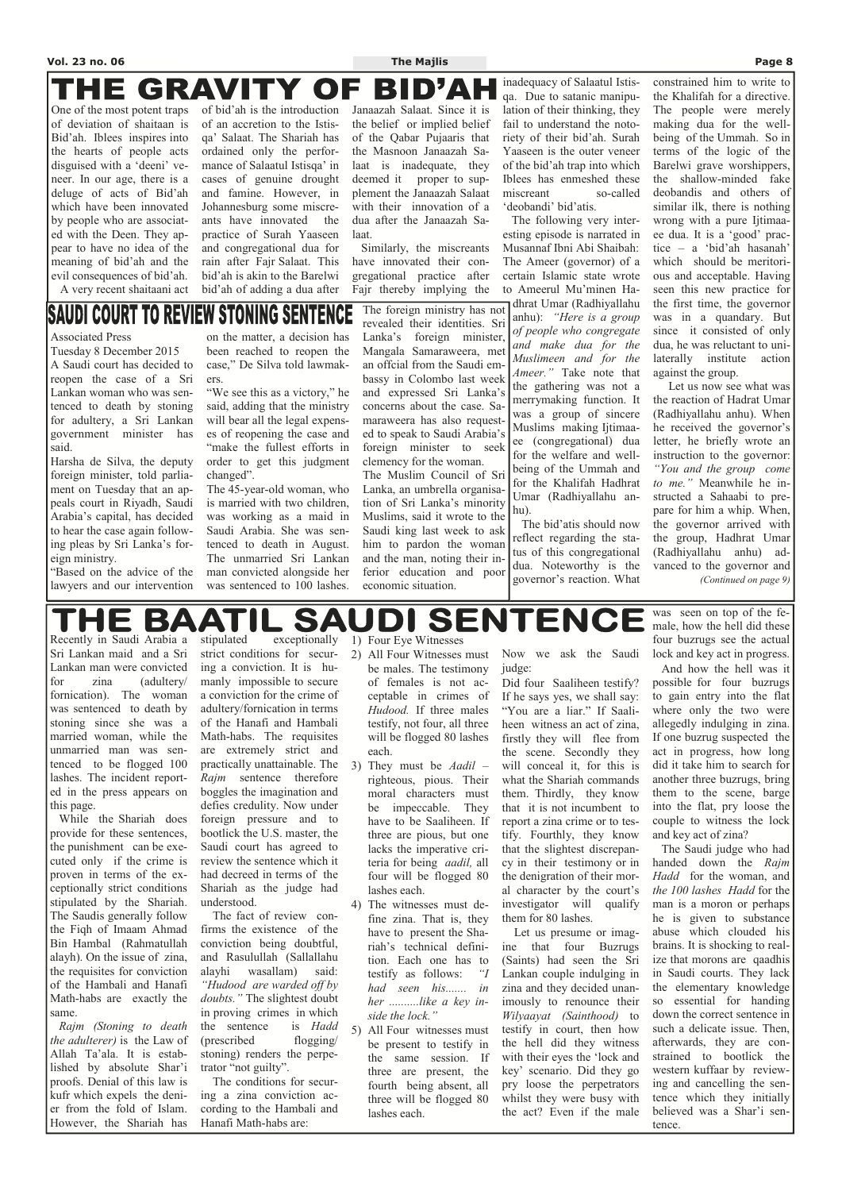# THE GRAVITY OF BID'AH

One of the most potent traps of deviation of shaitaan is Bid'ah. Iblees inspires into the hearts of people acts disguised with a 'deeni' veneer. In our age, there is a deluge of acts of Bid'ah which have been innovated by people who are associated with the Deen. They appear to have no idea of the meaning of bid'ah and the evil consequences of bid'ah.

A very recent shaitaani act of bid'ah is the introduction of an accretion to the Istisqa' Salaat. The Shariah has ordained only the performance of Salaatul Istisqa' in cases of genuine drought and famine. However, in Johannesburg some miscreants have innovated the practice of Surah Yaaseen and congregational dua for rain after Fajr Salaat. This bid'ah is akin to the Barelwi bid'ah of adding a dua after Janaazah Salaat. Since it is the belief or implied belief of the Qabar Pujaaris that the Masnoon Janaazah Salaat is inadequate, they deemed it proper to supplement the Janaazah Salaat with their innovation of a dua after the Janaazah Salaat.

Similarly, the miscreants have innovated their congregational practice after Fajr thereby implying the inadequacy of Salaatul Istisqa. Due to satanic manipulation of their thinking, they fail to understand the notoriety of their bid'ah. Surah Yaaseen is the outer veneer of the bid'ah trap into which Iblees has enmeshed these miscreant so-called 'deobandi' bid'atis.

The following very interesting episode is narrated in Musannaf Ibni Abi Shaibah: The Ameer (governor) of a certain Islamic state wrote to Ameerul Mu'minen Hadhrat Umar (Radhiyallahu anhu): *"Here is a group of people who congregate and make dua for the Muslimeen and for the Ameer."* Take note that the gathering was not a merrymaking function. It was a group of sincere Muslims making Ijtimaaee (congregational) dua for the welfare and well-being of the Ummah and for the Khalifah Hadhrat Umar (Radhiyallahu anhu).

The bid'atis should now reflect regarding the status of this congregational dua. Noteworthy is the governor's reaction. What constrained him to write to the Khalifah for a directive. The people were merely making dua for the well-being of the Ummah. So in terms of the logic of the Barelwi grave worshippers, the shallow-minded fake deobandis and others of similar ilk, there is nothing wrong with a pure Ijtimaaee dua. It is a 'good' practice – a 'bid'ah hasanah' which should be meritorious and acceptable. Having seen this new practice for the first time, the governor was in a quandary. But since it consisted of only dua, he was reluctant to unilaterally institute action against the group.

Let us now see what was the reaction of Hadrat Umar (Radhiyallahu anhu). When he received the governor's letter, he briefly wrote an instruction to the governor: *"You and the group come to me."* Meanwhile he instructed a Sahaabi to prepare for him a whip. When, the governor arrived with the group, Hadhrat Umar (Radhiyallahu anhu) advanced to the governor and

*(Continued on page 9)*

# SAUDI COURT TO REVIEW STONING SENTENCE

Associated Press

Tuesday 8 December 2015

A Saudi court has decided to reopen the case of a Sri Lankan woman who was sentenced to death by stoning for adultery, a Sri Lankan government minister has said.

Harsha de Silva, the deputy foreign minister, told parliament on Tuesday that an appeals court in Riyadh, Saudi Arabia's capital, has decided to hear the case again following pleas by Sri Lanka's foreign ministry.

"Based on the advice of the lawyers and our intervention on the matter, a decision has been reached to reopen the case," De Silva told lawmakers.

"We see this as a victory," he said, adding that the ministry will bear all the legal expenses of reopening the case and "make the fullest efforts in order to get this judgment changed".

The 45-year-old woman, who is married with two children, was working as a maid in Saudi Arabia. She was sentenced to death in August. The unmarried Sri Lankan man convicted alongside her was sentenced to 100 lashes.

The foreign ministry has not revealed their identities. Sri Lanka's foreign minister, Mangala Samaraweera, met an offcial from the Saudi embassy in Colombo last week and expressed Sri Lanka's concerns about the case. Samaraweera has also requested to speak to Saudi Arabia's foreign minister to seek clemency for the woman.

The Muslim Council of Sri Lanka, an umbrella organisation of Sri Lanka's minority Muslims, said it wrote to the Saudi king last week to ask him to pardon the woman and the man, noting their inferior education and poor economic situation.

# THE BAATIL SAUDI SENTENCE

Recently in Saudi Arabia a Sri Lankan maid and a Sri Lankan man were convicted for zina (adultery/fornication). The woman was sentenced to death by stoning since she was a married woman, while the unmarried man was sentenced to be flogged 100 lashes. The incident reported in the press appears on this page.

While the Shariah does provide for these sentences, the punishment can be executed only if the crime is proven in terms of the exceptionally strict conditions stipulated by the Shariah. The Saudis generally follow the Fiqh of Imaam Ahmad Bin Hambal (Rahmatullah alayh). On the issue of zina, the requisites for conviction of the Hambali and Hanafi Math-habs are exactly the same.

*Rajm (Stoning to death the adulterer)* is the Law of Allah Ta'ala. It is established by absolute Shar'i proofs. Denial of this law is kufr which expels the denier from the fold of Islam. However, the Shariah has stipulated exceptionally strict conditions for securing a conviction. It is humanly impossible to secure a conviction for the crime of adultery/fornication in terms of the Hanafi and Hambali Math-habs. The requisites are extremely strict and practically unattainable. The *Rajm* sentence therefore boggles the imagination and defies credulity. Now under foreign pressure and to bootlick the U.S. master, the Saudi court has agreed to review the sentence which it had decreed in terms of the Shariah as the judge had understood.

The fact of review confirms the existence of the conviction being doubtful, and Rasulullah (Sallallahu alayhi wasallam) said: *"Hudood are warded off by doubts."* The slightest doubt in proving crimes in which the sentence is *Hadd* (prescribed flogging/stoning) renders the perpetrator "not guilty".

The conditions for securing a zina conviction according to the Hambali and Hanafi Math-habs are:

1) Four Eye Witnesses
2) All Four Witnesses must be males. The testimony of females is not acceptable in crimes of *Hudood.* If three males testify, not four, all three will be flogged 80 lashes each.
3) They must be *Aadil* – righteous, pious. Their moral characters must be impeccable. They have to be Saaliheen. If three are pious, but one lacks the imperative criteria for being *aadil,* all four will be flogged 80 lashes each.
4) The witnesses must define zina. That is, they have to present the Shariah's technical definition. Each one has to testify as follows: *"I had seen his....... in her ..........like a key inside the lock."*
5) All Four witnesses must be present to testify in the same session. If three are present, the fourth being absent, all three will be flogged 80 lashes each.

Now we ask the Saudi judge:

Did four Saaliheen testify? If he says yes, we shall say: "You are a liar." If Saaliheen witness an act of zina, firstly they will flee from the scene. Secondly they will conceal it, for this is what the Shariah commands them. Thirdly, they know that it is not incumbent to report a zina crime or to testify. Fourthly, they know that the slightest discrepancy in their testimony or in the denigration of their moral character by the court's investigator will qualify them for 80 lashes.

Let us presume or imagine that four Buzrugs (Saints) had seen the Sri Lankan couple indulging in zina and they decided unanimously to renounce their *Wilyaayat (Sainthood)* to testify in court, then how the hell did they witness with their eyes the 'lock and key' scenario. Did they go pry loose the perpetrators whilst they were busy with the act? Even if the male was seen on top of the female, how the hell did these four buzrugs see the actual lock and key act in progress.

And how the hell was it possible for four buzrugs to gain entry into the flat where only the two were allegedly indulging in zina. If one buzrug suspected the act in progress, how long did it take him to search for another three buzrugs, bring them to the scene, barge into the flat, pry loose the couple to witness the lock and key act of zina?

The Saudi judge who had handed down the *Rajm Hadd* for the woman, and *the 100 lashes Hadd* for the man is a moron or perhaps he is given to substance abuse which clouded his brains. It is shocking to realize that morons are qaadhis in Saudi courts. They lack the elementary knowledge so essential for handing down the correct sentence in such a delicate issue. Then, afterwards, they are constrained to bootlick the western kuffaar by reviewing and cancelling the sentence which they initially believed was a Shar'i sentence.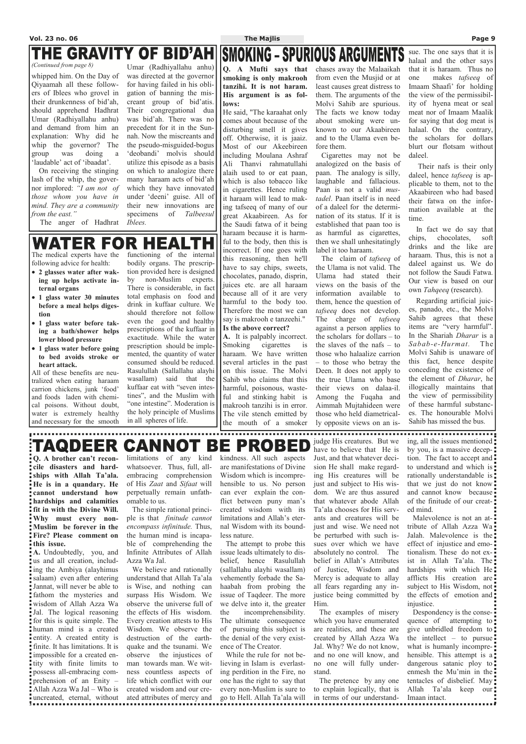# THE GRAVITY OF BID'AH

*(Continued from page 8)*

whipped him. On the Day of Qiyaamah all these followers of Iblees who grovel in their drunkenness of bid'ah, should apprehend Hadhrat Umar (Radhiyallahu anhu) and demand from him an explanation: Why did he whip the governor? The group was doing a 'laudable' act of 'ibaadat'.

On receiving the stinging lash of the whip, the governor implored: *"I am not of those whom you have in mind. They are a community from the east."*

The anger of Hadhrat Umar (Radhiyallahu anhu) was directed at the governor for having failed in his obligation of banning the miscreant group of bid'atis. Their congregational dua was bid'ah. There was no precedent for it in the Sunnah. Now the miscreants and the pseudo-misguided-bogus 'deobandi' molvis should utilize this episode as a basis on which to analogize there many haraam acts of bid'ah which they have innovated under 'deeni' guise. All of their new innovations are specimens of *Talbeesul Iblees.*

# WATER FOR HEALTH

The medical experts have the following advice for health:

- **2 glasses water after waking up helps activate internal organs**
- **1 glass water 30 minutes before a meal helps digestion**
- **1 glass water before taking a bath/shower helps lower blood pressure**
- **1 glass water before going to bed avoids stroke or heart attack.**

All of these benefits are neutralized when eating haraam carrion chickens, junk 'food' and foods laden with chemical poisons. Without doubt, water is extremely healthy and necessary for the smooth functioning of the internal bodily organs. The prescription provided here is designed by non-Muslim experts. There is considerable, in fact total emphasis on food and drink in kuffaar culture. We should therefore not follow even the good and healthy prescriptions of the kuffaar in exactitude. While the water prescription should be implemented, the quantity of water consumed should be reduced. Rasulullah (Sallallahu alayhi wasallam) said that the kuffaar eat with "seven intestines", and the Muslim with "one intestine". Moderation is the holy principle of Muslims in all spheres of life.

# SMOKING – SPURIOUS ARGUMENTS

**Q. A Mufti says that smoking is only makrooh tanzihi. It is not haram. His argument is as follows:**

He said, "The karaahat only comes about because of the disturbing smell it gives off. Otherwise, it is jaaiz. Most of our Akeebireen including Moulana Ashraf Ali Thanvi rahmatullahi alaih used to or eat paan, which is also tobacco like in cigarettes. Hence ruling it haraam will lead to making tafseeq of many of our great Akaabireen. As for the Saudi fatwa of it being haraam because it is harmful to the body, then this is incorrect. If one goes with this reasoning, then he'll have to say chips, sweets, chocolates, panado, disprin, juices etc. are all haraam because all of it are very harmful to the body too. Therefore the most we can say is makrooh e tanzeehi."

**Is the above correct?**

**A.** It is palpably incorrect. Smoking cigarettes is haraam. We have written several articles in the past on this issue. The Molvi Sahib who claims that this harmful, poisonous, wasteful and stinking habit is makrooh tanzihi is in error. The vile stench emitted by the mouth of a smoker chases away the Malaaikah from even the Musjid or at least causes great distress to them. The arguments of the Molvi Sahib are spurious. The facts we know today about smoking were unknown to our Akaabireen and to the Ulama even before them.

Cigarettes may not be analogized on the basis of paan. The analogy is silly, laughable and fallacious. Paan is not a valid *mustadel*. Paan itself is in need of a daleel for the determination of its status. If it is established that paan too is as harmful as cigarettes, then we shall unhesitatingly label it too haraam.

The claim of *tafseeq* of the Ulama is not valid. The Ulama had stated their views on the basis of the information available to them, hence the question of *tafseeq* does not develop. The charge of *tafseeq* against a person applies to the scholars for dollars – to the slaves of the nafs – to those who halaalize carrion – to those who betray the Deen. It does not apply to the true Ulama who base their views on dalaa-il. Among the Fuqaha and Aimmah Mujtahideen were those who held diametrically opposite views on an issue. The one says that it is halaal and the other says that it is haraam. Thus no one makes *tafseeq* of Imaam Shaafi' for holding the view of the permissibility of hyena meat or seal meat nor of Imaam Maalik for saying that dog meat is halaal. On the contrary, the scholars for dollars blurt our flotsam without daleel.

Their nafs is their only daleel, hence *tafseeq* is applicable to them, not to the Akaabireen who had based their fatwa on the information available at the time.

In fact we do say that chips, chocolates, soft drinks and the like are haraam. Thus, this is not a daleel against us. We do not follow the Saudi Fatwa. Our view is based on our own *Tahqeeq* (research).

Regarding artificial juices, panado, etc., the Molvi Sahib agrees that these items are "very harmful". In the Shariah *Dharar* is a *Sabab-e-Hurmat.* The Molvi Sahib is unaware of this fact, hence despite conceding the existence of the element of *Dharar*, he illogically maintains that the view of permissibility of these harmful substances. The honourable Molvi Sahib has missed the bus.

# TAQDEER CANNOT BE PROBED

**Q. A brother can't reconcile disasters and hardships with Allah Ta'ala. He is in a quandary. He cannot understand how hardships and calamities fit in with the Divine Will. Why must every non-Muslim be forever in the Fire? Please comment on this issue.**

**A.** Undoubtedly, you, and us and all creation, including the Ambiya (alayhimus salaam) even after entering Jannat, will never be able to fathom the mysteries and wisdom of Allah Azza Wa Jal. The logical reasoning for this is quite simple. The human mind is a created entity. A created entity is finite. It has limitations. It is impossible for a created entity with finite limits to possess all-embracing comprehension of an Enity – Allah Azza Wa Jal – Who is uncreated, eternal, without limitations of any kind whatsoever. Thus, full, all-embracing comprehension of His *Zaat* and *Sifaat* will perpetually remain unfathomable to us.

The simple rational principle is that *finitude cannot encompass infinitude.* Thus, the human mind is incapable of comprehending the Infinite Attributes of Allah Azza Wa Jal.

We believe and rationally understand that Allah Ta'ala is Wise, and nothing can surpass His Wisdom. We observe the universe full of the effects of His wisdom. Every creation attests to His Wisdom. We observe the destruction of the earthquake and the tsunami. We observe the injustices of man towards man. We witness countless aspects of life which conflict with our created wisdom and our created attributes of mercy and kindness. All such aspects are manifestations of Divine Wisdom which is incomprehensible to us. No person can ever explain the conflict between puny man's created wisdom with its limitations and Allah's eternal Wisdom with its boundless nature.

The attempt to probe this issue leads ultimately to disbelief, hence Rasulullah (sallallahu alayhi wasallam) vehemently forbade the Sahaabah from probing the issue of Taqdeer. The more we delve into it, the greater the incomprehensibility. The ultimate consequence of pursuing this subject is the denial of the very existence of The Creator.

While the rule for not believing in Islam is everlasting perdition in the Fire, no one has the right to say that every non-Muslim is sure to go to Hell. Allah Ta'ala will judge His creatures. But we have to believe that He is Just, and that whatever decision He shall make regarding His creatures will be just and subject to His wisdom. We are thus assured that whatever abode Allah Ta'ala chooses for His servants and creatures will be just and wise. We need not be perturbed with such issues over which we have absolutely no control. The belief in Allah's Attributes of Justice, Wisdom and Mercy is adequate to allay all fears regarding any injustice being committed by Him.

The examples of misery which you have enumerated are realities, and these are created by Allah Azza Wa Jal. Why? We do not know, and no one will know, and no one will fully understand.

The pretence by any one to explain logically, that is in terms of our understanding, all the issues mentioned by you, is a massive deception. The fact to accept and to understand and which is rationally understandable is that we just do not know and cannot know because of the finitude of our created mind.

Malevolence is not an attribute of Allah Azza Wa Jalah. Malevolence is the effect of injustice and emotionalism. These do not exist in Allah Ta'ala. The hardships with which He afflicts His creation are subject to His Wisdom, not the effects of emotion and injustice.

Despondency is the consequence of attempting to give unbridled freedom to the intellect – to pursue what is humanly incomprehensible. This attempt is a dangerous satanic ploy to enmesh the Mu'min in the tentacles of disbelief. May Allah Ta'ala keep our Imaan intact.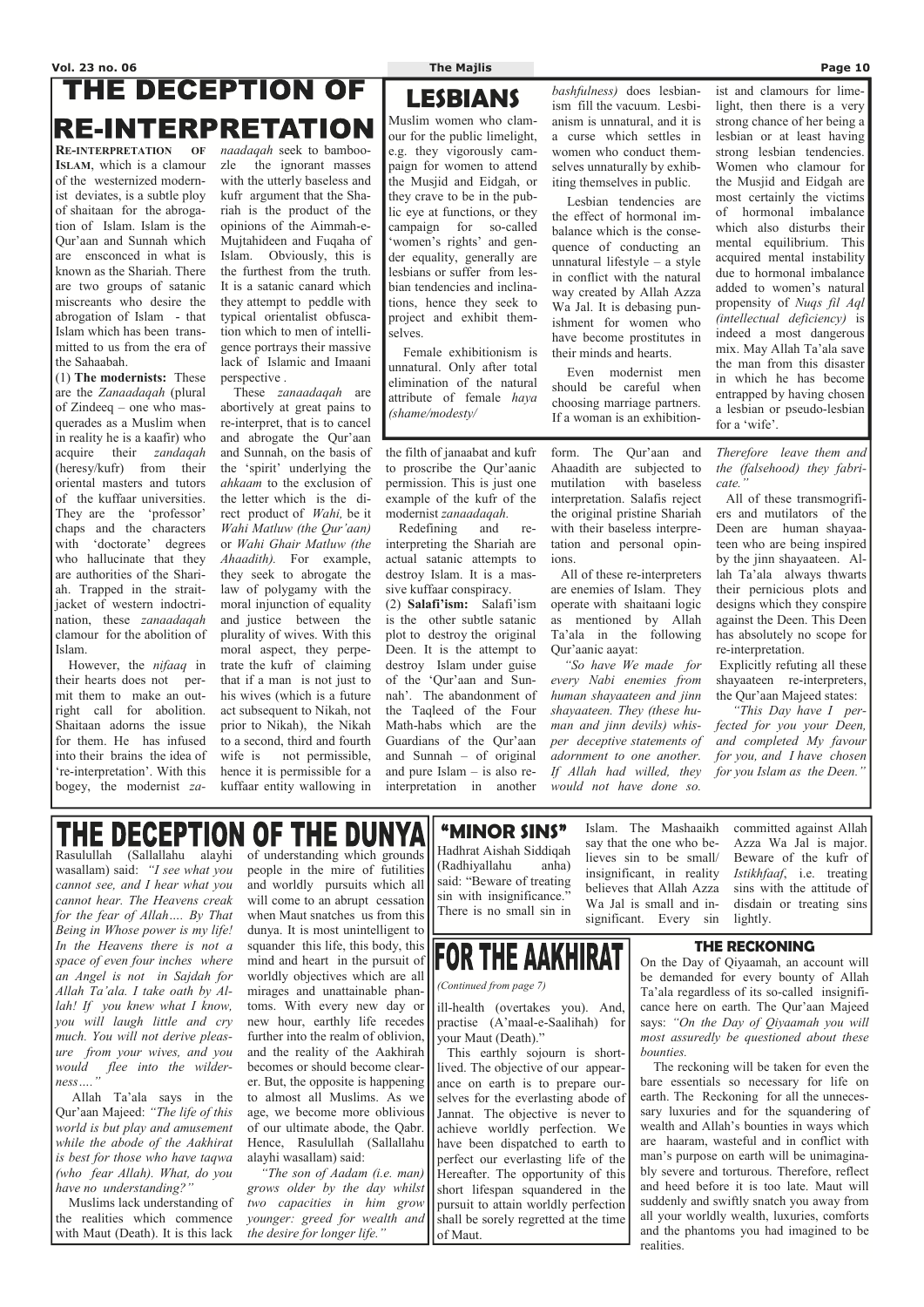# THE DECEPTION OF RE-INTERPRETATION

**RE-INTERPRETATION OF ISLAM**, which is a clamour of the westernized modernist deviates, is a subtle ploy of shaitaan for the abrogation of Islam. Islam is the Qur'aan and Sunnah which are ensconced in what is known as the Shariah. There are two groups of satanic miscreants who desire the abrogation of Islam - that Islam which has been transmitted to us from the era of the Sahaabah.

(1) **The modernists:** These are the *Zanaadaqah* (plural of Zindeeq – one who masquerades as a Muslim when in reality he is a kaafir) who acquire their *zandaqah* (heresy/kufr) from their oriental masters and tutors of the kuffaar universities. They are the 'professor' chaps and the characters with 'doctorate' degrees who hallucinate that they are authorities of the Shariah. Trapped in the strait-jacket of western indoctrination, these *zanaadaqah* clamour for the abolition of Islam.

However, the *nifaaq* in their hearts does not permit them to make an outright call for abolition. Shaitaan adorns the issue for them. He has infused into their brains the idea of 're-interpretation'. With this bogey, the modernist *zanaadaqah* seek to bamboozle the ignorant masses with the utterly baseless and kufr argument that the Shariah is the product of the opinions of the Aimmah-e-Mujtahideen and Fuqaha of Islam. Obviously, this is the furthest from the truth. It is a satanic canard which they attempt to peddle with typical orientalist obfuscation which to men of intelligence portrays their massive lack of Islamic and Imaani perspective .

These *zanaadaqah* are abortively at great pains to re-interpret, that is to cancel and abrogate the Qur'aan and Sunnah, on the basis of the 'spirit' underlying the *ahkaam* to the exclusion of the letter which is the direct product of *Wahi,* be it *Wahi Matluw (the Qur'aan)* or *Wahi Ghair Matluw (the Ahaadith).* For example, they seek to abrogate the law of polygamy with the moral injunction of equality and justice between the plurality of wives. With this moral aspect, they perpetrate the kufr of claiming that if a man is not just to his wives (which is a future act subsequent to Nikah, not prior to Nikah), the Nikah to a second, third and fourth wife is not permissible, hence it is permissible for a kuffaar entity wallowing in the filth of janaabat and kufr to proscribe the Qur'aanic permission. This is just one example of the kufr of the modernist *zanaadaqah.*

Redefining and re-interpreting the Shariah are actual satanic attempts to destroy Islam. It is a massive kuffaar conspiracy.

(2) **Salafi'ism:** Salafi'ism is the other subtle satanic plot to destroy the original Deen. It is the attempt to destroy Islam under guise of the 'Qur'aan and Sunnah'. The abandonment of the Taqleed of the Four Math-habs which are the Guardians of the Qur'aan and Sunnah – of original and pure Islam – is also re-interpretation in another form. The Qur'aan and Ahaadith are subjected to mutilation with baseless interpretation. Salafis reject the original pristine Shariah with their baseless interpretation and personal opinions.

All of these re-interpreters are enemies of Islam. They operate with shaitaani logic as mentioned by Allah Ta'ala in the following Qur'aanic aayat:

*"So have We made for every Nabi enemies from human shayaateen and jinn shayaateen. They (these human and jinn devils) whisper deceptive statements of adornment to one another. If Allah had willed, they would not have done so. Therefore leave them and the (falsehood) they fabricate."*

All of these transmogrifiers and mutilators of the Deen are human shayaateen who are being inspired by the jinn shayaateen. Allah Ta'ala always thwarts their pernicious plots and designs which they conspire against the Deen. This Deen has absolutely no scope for re-interpretation.

Explicitly refuting all these shayaateen re-interpreters, the Qur'aan Majeed states:

*"This Day have I perfected for you your Deen, and completed My favour for you, and I have chosen for you Islam as the Deen."*

# LESBIANS

Muslim women who clamour for the public limelight, e.g. they vigorously campaign for women to attend the Musjid and Eidgah, or they crave to be in the public eye at functions, or they campaign for so-called 'women's rights' and gender equality, generally are lesbians or suffer from lesbian tendencies and inclinations, hence they seek to project and exhibit themselves.

Female exhibitionism is unnatural. Only after total elimination of the natural attribute of female *haya (shame/modesty/bashfulness)* does lesbianism fill the vacuum. Lesbianism is unnatural, and it is a curse which settles in women who conduct themselves unnaturally by exhibiting themselves in public.

Lesbian tendencies are the effect of hormonal imbalance which is the consequence of conducting an unnatural lifestyle – a style in conflict with the natural way created by Allah Azza Wa Jal. It is debasing punishment for women who have become prostitutes in their minds and hearts.

Even modernist men should be careful when choosing marriage partners. If a woman is an exhibitionist and clamours for limelight, then there is a very strong chance of her being a lesbian or at least having strong lesbian tendencies. Women who clamour for the Musjid and Eidgah are most certainly the victims of hormonal imbalance which also disturbs their mental equilibrium. This acquired mental instability due to hormonal imbalance added to women's natural propensity of *Nuqs fil Aql (intellectual deficiency)* is indeed a most dangerous mix. May Allah Ta'ala save the man from this disaster in which he has become entrapped by having chosen a lesbian or pseudo-lesbian for a 'wife'.

# THE DECEPTION OF THE DUNYA

Rasulullah (Sallallahu alayhi wasallam) said: *"I see what you cannot see, and I hear what you cannot hear. The Heavens creak for the fear of Allah…. By That Being in Whose power is my life! In the Heavens there is not a space of even four inches where an Angel is not in Sajdah for Allah Ta'ala. I take oath by Allah! If you knew what I know, you will laugh little and cry much. You will not derive pleasure from your wives, and you would flee into the wilderness…."*

Allah Ta'ala says in the Qur'aan Majeed: *"The life of this world is but play and amusement while the abode of the Aakhirat is best for those who have taqwa (who fear Allah). What, do you have no understanding?"*

Muslims lack understanding of the realities which commence with Maut (Death). It is this lack of understanding which grounds people in the mire of futilities and worldly pursuits which all will come to an abrupt cessation when Maut snatches us from this dunya. It is most unintelligent to squander this life, this body, this mind and heart in the pursuit of worldly objectives which are all mirages and unattainable phantoms. With every new day or new hour, earthly life recedes further into the realm of oblivion, and the reality of the Aakhirah becomes or should become clearer. But, the opposite is happening to almost all Muslims. As we age, we become more oblivious of our ultimate abode, the Qabr. Hence, Rasulullah (Sallallahu alayhi wasallam) said:

*"The son of Aadam (i.e. man) grows older by the day whilst two capacities in him grow younger: greed for wealth and the desire for longer life."*

# "MINOR SINS"

Hadhrat Aishah Siddiqah (Radhiyallahu anha) said: "Beware of treating sin with insignificance." There is no small sin in Islam. The Mashaaikh say that the one who believes sin to be small/insignificant, in reality believes that Allah Azza Wa Jal is small and insignificant. Every sin committed against Allah Azza Wa Jal is major. Beware of the kufr of *Istikhfaaf*, i.e. treating sins with the attitude of disdain or treating sins lightly.

# FOR THE AAKHIRAT

*(Continued from page 7)*

ill-health (overtakes you). And, practise (A'maal-e-Saalihah) for your Maut (Death)."

This earthly sojourn is short-lived. The objective of our appearance on earth is to prepare ourselves for the everlasting abode of Jannat. The objective is never to achieve worldly perfection. We have been dispatched to earth to perfect our everlasting life of the Hereafter. The opportunity of this short lifespan squandered in the pursuit to attain worldly perfection shall be sorely regretted at the time of Maut.

## THE RECKONING

On the Day of Qiyaamah, an account will be demanded for every bounty of Allah Ta'ala regardless of its so-called insignificance here on earth. The Qur'aan Majeed says: *"On the Day of Qiyaamah you will most assuredly be questioned about these bounties.*

The reckoning will be taken for even the bare essentials so necessary for life on earth. The Reckoning for all the unnecessary luxuries and for the squandering of wealth and Allah's bounties in ways which are haaram, wasteful and in conflict with man's purpose on earth will be unimaginably severe and torturous. Therefore, reflect and heed before it is too late. Maut will suddenly and swiftly snatch you away from all your worldly wealth, luxuries, comforts and the phantoms you had imagined to be realities.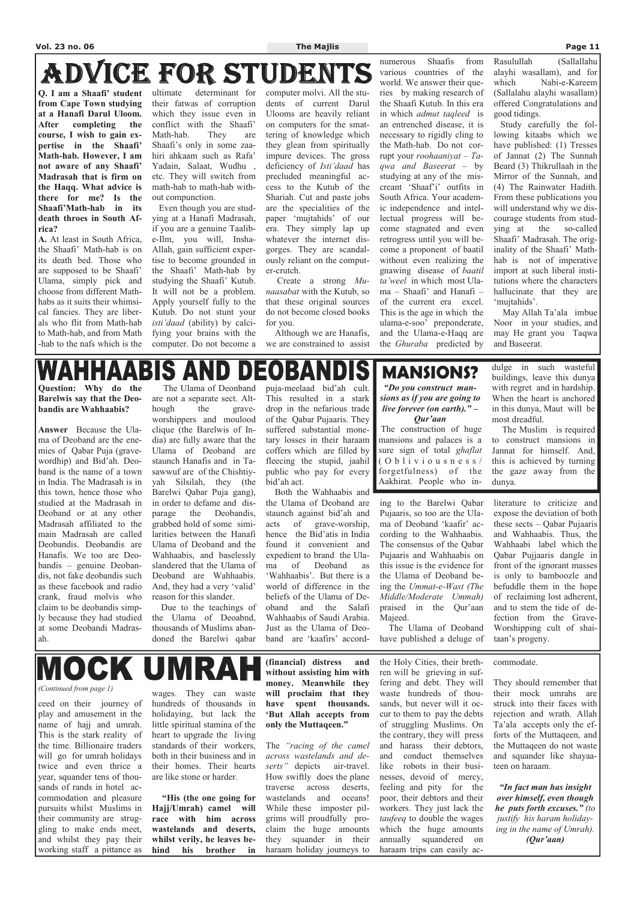# ADVICE FOR STUDENTS

**Q. I am a Shaafi' student from Cape Town studying at a Hanafi Darul Uloom. After completing the course, I wish to gain expertise in the Shaafi' Math-hab. However, I am not aware of any Shaafi' Madrasah that is firm on the Haqq. What advice is there for me? Is the Shaafi'Math-hab in its death throes in South Africa?**

**A.** At least in South Africa, the Shaafi' Math-hab is on its death bed. Those who are supposed to be Shaafi' Ulama, simply pick and choose from different Math-habs as it suits their whimsical fancies. They are liberals who flit from Math-hab to Math-hab, and from Math-hab to the nafs which is the ultimate determinant for their fatwas of corruption which they issue even in conflict with the Shaafi' Math-hab. They are Shaafi's only in some zaahiri ahkaam such as Rafa' Yadain, Salaat, Wudhu, etc. They will switch from math-hab to math-hab without compunction.

Even though you are studying at a Hanafi Madrasah, if you are a genuine Taalib-e-Ilm, you will, Insha-Allah, gain sufficient expertise to become grounded in the Shaafi' Math-hab by studying the Shaafi' Kutub. It will not be a problem. Apply yourself fully to the Kutub. Do not stunt your *isti'daad* (ability) by calcifying your brains with the computer. Do not become a computer molvi. All the students of current Darul Ulooms are heavily reliant on computers for the smattering of knowledge which they glean from spiritually impure devices. The gross deficiency of *Isti'daad* has precluded meaningful access to the Kutub of the Shariah. Cut and paste jobs are the specialities of the paper 'mujtahids' of our era. They simply lap up whatever the internet disgorges. They are scandalously reliant on the computer-crutch.

Create a strong *Munaasabat* with the Kutub, so that these original sources do not become closed books for you.

Although we are Hanafis, we are constrained to assist numerous Shaafis from various countries of the world. We answer their queries by making research of the Shaafi Kutub. In this era in which *admut taqleed* is an entrenched disease, it is necessary to rigidly cling to the Math-hab. Do not corrupt your *roohaaniyat – Taqwa and Baseerat* – by studying at any of the miscreant 'Shaaf'i' outfits in South Africa. Your academic independence and intellectual progress will become stagnated and even retrogress until you will become a proponent of baatil without even realizing the gnawing disease of *baatil ta'weel* in which most Ulama – Shaafi' and Hanafi – of the current era excel. This is the age in which the ulama-e-soo' preponderate, and the Ulama-e-Haqq are the *Ghuraba* predicted by Rasulullah (Sallallahu alayhi wasallam), and for which Nabi-e-Kareem (Sallalahu alayhi wasallam) offered Congratulations and good tidings.

Study carefully the following kitaabs which we have published: (1) Tresses of Jannat (2) The Sunnah Beard (3) Thikrullaah in the Mirror of the Sunnah, and (4) The Rainwater Hadith. From these publications you will understand why we discourage students from studying at the so-called Shaafi' Madrasah. The originality of the Shaafi' Math-hab is not of imperative import at such liberal institutions where the characters hallucinate that they are 'mujtahids'.

May Allah Ta'ala imbue Noor in your studies, and may He grant you Taqwa and Baseerat.

# WAHHAABIS AND DEOBANDIS

**Question: Why do the Barelwis say that the Deobandis are Wahhaabis?**

**Answer** Because the Ulama of Deoband are the enemies of Qabar Puja (grave-wordhip) and Bid'ah. Deoband is the name of a town in India. The Madrasah is in this town, hence those who studied at the Madrasah in Deoband or at any other Madrasah affiliated to the main Madrasah are called Deobandis. Deobandis are Hanafis. We too are Deobandis – genuine Deobandis, not fake deobandis such as these facebook and radio crank, fraud molvis who claim to be deobandis simply because they had studied at some Deobandi Madrasah.

The Ulama of Deonband are not a separate sect. Although the grave-worshippers and moulood clique (the Barelwis of India) are fully aware that the Ulama of Deoband are staunch Hanafis and in Tasawwuf are of the Chishtiyyah Silsilah, they (the Barelwi Qabar Puja gang), in order to defame and disparage the Deobandis, grabbed hold of some similarities between the Hanafi Ulama of Deoband and the Wahhaabis, and baselessly slandered that the Ulama of Deoband are Wahhaabis. And, they had a very 'valid' reason for this slander.

Due to the teachings of the Ulama of Deoabnd, thousands of Muslims abandoned the Barelwi qabar puja-meelaad bid'ah cult. This resulted in a stark drop in the nefarious trade of the Qabar Pujaaris. They suffered substantial monetary losses in their haraam coffers which are filled by fleecing the stupid, jaahil public who pay for every bid'ah act.

Both the Wahhaabis and the Ulama of Deoband are staunch against bid'ah and acts of grave-worship, hence the Bid'atis in India found it convenient and expedient to brand the Ulama of Deoband as 'Wahhaabis'. But there is a world of difference in the beliefs of the Ulama of Deoband and the Salafi Wahhaabis of Saudi Arabia. Just as the Ulama of Deoband are 'kaafirs' according to the Barelwi Qabar Pujaaris, so too are the Ulama of Deoband 'kaafir' according to the Wahhaabis. The consensus of the Qabar Pujaaris and Wahhaabis on this issue is the evidence for the Ulama of Deoband being the *Ummat-e-Wast (The Middle/Moderate Ummah)* praised in the Qur'aan Majeed.

The Ulama of Deoband have published a deluge of literature to criticize and expose the deviation of both these sects – Qabar Pujaaris and Wahhaabis. Thus, the Wahhaabi label which the Qabar Pujjaaris dangle in front of the ignorant masses is only to bamboozle and befuddle them in the hope of reclaiming lost adherent, and to stem the tide of defection from the Grave-Worshipping cult of shaitaan's progeny.

# MANSIONS?

***"Do you construct mansions as if you are going to live forever (on earth)." – Qur'aan***

The construction of huge mansions and palaces is a sure sign of total *ghaflat* (Obliviousness/forgetfulness) of the Aakhirat. People who indulge in such wasteful buildings, leave this dunya with regret and in hardship. When the heart is anchored in this dunya, Maut will be most dreadful.

The Muslim is required to construct mansions in Jannat for himself. And, this is achieved by turning the gaze away from the dunya.

# MOCK UMRAH

*(Continued from page 1)*

ceed on their journey of play and amusement in the name of hajj and umrah. This is the stark reality of the time. Billionaire traders will go for umrah holidays twice and even thrice a year, squander tens of thousands of rands in hotel accommodation and pleasure pursuits whilst Muslims in their community are struggling to make ends meet, and whilst they pay their working staff a pittance as wages. They can waste hundreds of thousands in holidaying, but lack the little spiritual stamina of the heart to upgrade the living standards of their workers, both in their business and in their homes. Their hearts are like stone or harder.

**"His (the one going for Hajj/Umrah) camel will race with him across wastelands and deserts, whilst verily, he leaves behind his brother in (financial) distress and without assisting him with money. Meanwhile they will proclaim that they have spent thousands. 'But Allah accepts from only the Muttaqeen."**

The *"racing of the camel across wastelands and deserts"* depicts air-travel. How swiftly does the plane traverse across deserts, wastelands and oceans! While these imposter pilgrims will proudfully proclaim the huge amounts they squander in their haraam holiday journeys to the Holy Cities, their brethren will be grieving in suffering and debt. They will waste hundreds of thousands, but never will it occur to them to pay the debts of struggling Muslims. On the contrary, they will press and harass their debtors, and conduct themselves like robots in their businesses, devoid of mercy, feeling and pity for the poor, their debtors and their workers. They just lack the *taufeeq* to double the wages which the huge amounts annually squandered on haraam trips can easily accommodate.

They should remember that their mock umrahs are struck into their faces with rejection and wrath. Allah Ta'ala accepts only the efforts of the Muttaqeen, and the Muttaqeen do not waste and squander like shayaateen on haraam.

***"In fact man has insight over himself, even though he puts forth excuses." (to justify his haram holidaying in the name of Umrah). (Qur'aan)***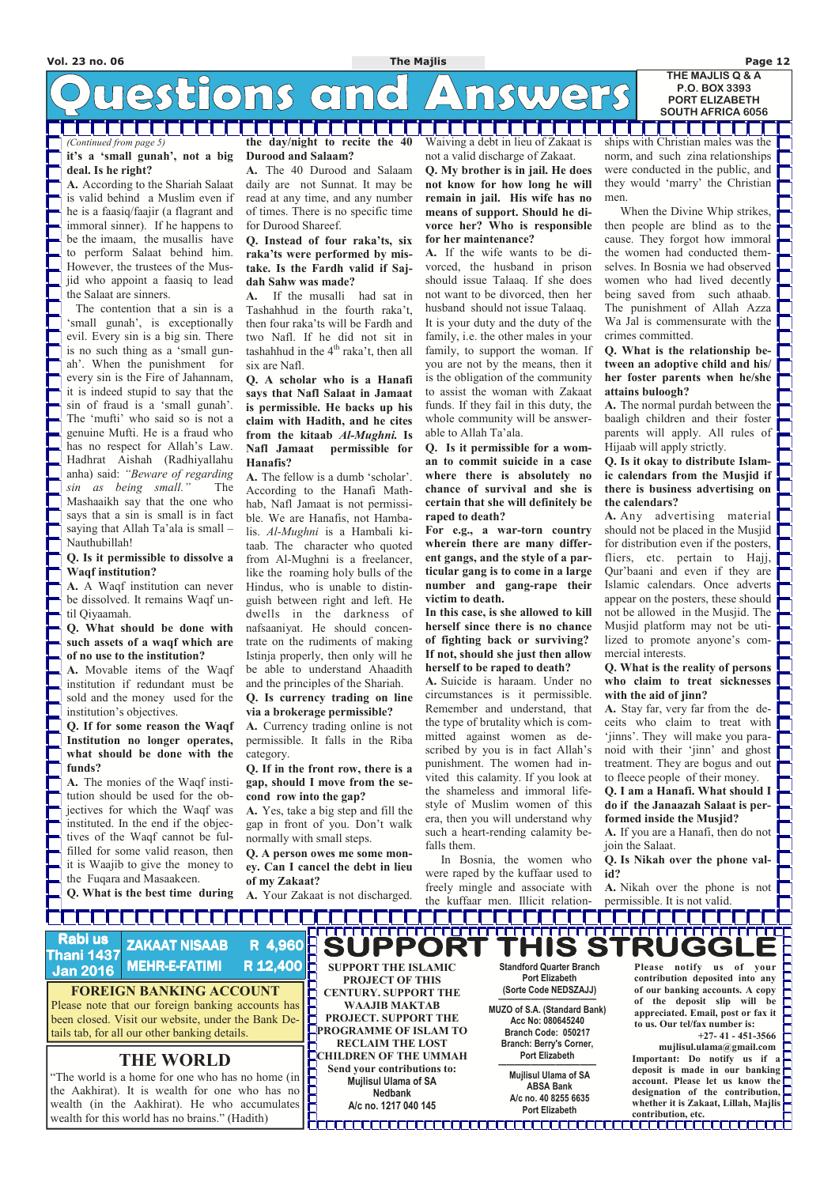# Questions and Answers

THE MAJLIS Q & A
P.O. BOX 3393
PORT ELIZABETH
SOUTH AFRICA 6056

*(Continued from page 5)*

**it's a 'small gunah', not a big deal. Is he right?**

**A.** According to the Shariah Salaat is valid behind a Muslim even if he is a faasiq/faajir (a flagrant and immoral sinner). If he happens to be the imaam, the musallis have to perform Salaat behind him. However, the trustees of the Musjid who appoint a faasiq to lead the Salaat are sinners.

The contention that a sin is a 'small gunah', is exceptionally evil. Every sin is a big sin. There is no such thing as a 'small gunah'. When the punishment for every sin is the Fire of Jahannam, it is indeed stupid to say that the sin of fraud is a 'small gunah'. The 'mufti' who said so is not a genuine Mufti. He is a fraud who has no respect for Allah's Law. Hadhrat Aishah (Radhiyallahu anha) said: *"Beware of regarding sin as being small."* The Mashaaikh say that the one who says that a sin is small is in fact saying that Allah Ta'ala is small – Nauthubillah!

**Q. Is it permissible to dissolve a Waqf institution?**

**A.** A Waqf institution can never be dissolved. It remains Waqf until Qiyaamah.

**Q. What should be done with such assets of a waqf which are of no use to the institution?**

**A.** Movable items of the Waqf institution if redundant must be sold and the money used for the institution's objectives.

**Q. If for some reason the Waqf Institution no longer operates, what should be done with the funds?**

**A.** The monies of the Waqf institution should be used for the objectives for which the Waqf was instituted. In the end if the objectives of the Waqf cannot be fulfilled for some valid reason, then it is Waajib to give the money to the Fuqara and Masaakeen.

**Q. What is the best time during the day/night to recite the 40 Durood and Salaam?**

**A.** The 40 Durood and Salaam daily are not Sunnat. It may be read at any time, and any number of times. There is no specific time for Durood Shareef.

**Q. Instead of four raka'ts, six raka'ts were performed by mistake. Is the Fardh valid if Sajdah Sahw was made?**

**A.** If the musalli had sat in Tashahhud in the fourth raka't, then four raka'ts will be Fardh and two Nafl. If he did not sit in tashahhud in the 4th raka't, then all six are Nafl.

**Q. A scholar who is a Hanafi says that Nafl Salaat in Jamaat is permissible. He backs up his claim with Hadith, and he cites from the kitaab *Al-Mughni.* Is Nafl Jamaat permissible for Hanafis?**

**A.** The fellow is a dumb 'scholar'. According to the Hanafi Math-hab, Nafl Jamaat is not permissible. We are Hanafis, not Hambalis. *Al-Mughni* is a Hambali kitaab. The character who quoted from Al-Mughni is a freelancer, like the roaming holy bulls of the Hindus, who is unable to distinguish between right and left. He dwells in the darkness of nafsaaniyat. He should concentrate on the rudiments of making Istinja properly, then only will he be able to understand Ahaadith and the principles of the Shariah.

**Q. Is currency trading on line via a brokerage permissible?**

**A.** Currency trading online is not permissible. It falls in the Riba category.

**Q. If in the front row, there is a gap, should I move from the second row into the gap?**

**A.** Yes, take a big step and fill the gap in front of you. Don't walk normally with small steps.

**Q. A person owes me some money. Can I cancel the debt in lieu of my Zakaat?**

**A.** Your Zakaat is not discharged. Waiving a debt in lieu of Zakaat is not a valid discharge of Zakaat.

**Q. My brother is in jail. He does not know for how long he will remain in jail. His wife has no means of support. Should he divorce her? Who is responsible for her maintenance?**

**A.** If the wife wants to be divorced, the husband in prison should issue Talaaq. If she does not want to be divorced, then her husband should not issue Talaaq. It is your duty and the duty of the family, i.e. the other males in your family, to support the woman. If you are not by the means, then it is the obligation of the community to assist the woman with Zakaat funds. If they fail in this duty, the whole community will be answerable to Allah Ta'ala.

**Q. Is it permissible for a woman to commit suicide in a case where there is absolutely no chance of survival and she is certain that she will definitely be raped to death?**

**For e.g., a war-torn country wherein there are many different gangs, and the style of a particular gang is to come in a large number and gang-rape their victim to death.**

**In this case, is she allowed to kill herself since there is no chance of fighting back or surviving? If not, should she just then allow herself to be raped to death?**

**A.** Suicide is haraam. Under no circumstances is it permissible. Remember and understand, that the type of brutality which is committed against women as described by you is in fact Allah's punishment. The women had invited this calamity. If you look at the shameless and immoral lifestyle of Muslim women of this era, then you will understand why such a heart-rending calamity befalls them.

In Bosnia, the women who were raped by the kuffaar used to freely mingle and associate with the kuffaar men. Illicit relationships with Christian males was the norm, and such zina relationships were conducted in the public, and they would 'marry' the Christian men.

When the Divine Whip strikes, then people are blind as to the cause. They forgot how immoral the women had conducted themselves. In Bosnia we had observed women who had lived decently being saved from such athaab. The punishment of Allah Azza Wa Jal is commensurate with the crimes committed.

**Q. What is the relationship between an adoptive child and his/her foster parents when he/she attains buloogh?**

**A.** The normal purdah between the baaligh children and their foster parents will apply. All rules of Hijaab will apply strictly.

**Q. Is it okay to distribute Islamic calendars from the Musjid if there is business advertising on the calendars?**

**A.** Any advertising material should not be placed in the Musjid for distribution even if the posters, fliers, etc. pertain to Hajj, Qur'baani and even if they are Islamic calendars. Once adverts appear on the posters, these should not be allowed in the Musjid. The Musjid platform may not be utilized to promote anyone's commercial interests.

**Q. What is the reality of persons who claim to treat sicknesses with the aid of jinn?**

**A.** Stay far, very far from the deceits who claim to treat with 'jinns'. They will make you paranoid with their 'jinn' and ghost treatment. They are bogus and out to fleece people of their money.

**Q. I am a Hanafi. What should I do if the Janaazah Salaat is performed inside the Musjid?**

**A.** If you are a Hanafi, then do not join the Salaat.

**Q. Is Nikah over the phone valid?**

**A.** Nikah over the phone is not permissible. It is not valid.

| Rabi us Thani 1437 Jan 2016 | ZAKAAT NISAAB | R 4,960 |
|---|---|---|
| | MEHR-E-FATIMI | R 12,400 |

## FOREIGN BANKING ACCOUNT

Please note that our foreign banking accounts has been closed. Visit our website, under the Bank Details tab, for all our other banking details.

## THE WORLD

"The world is a home for one who has no home (in the Aakhirat). It is wealth for one who has no wealth (in the Aakhirat). He who accumulates wealth for this world has no brains." (Hadith)

## SUPPORT THIS STRUGGLE

**SUPPORT THE ISLAMIC PROJECT OF THIS CENTURY. SUPPORT THE WAAJIB MAKTAB PROJECT. SUPPORT THE PROGRAMME OF ISLAM TO RECLAIM THE LOST CHILDREN OF THE UMMAH**

**Send your contributions to:**
**Mujlisul Ulama of SA**
**Nedbank**
**A/c no. 1217 040 145**
**Standford Quarter Branch**
**Port Elizabeth**
**(Sorte Code NEDSZAJJ)**

**MUZO of S.A. (Standard Bank)**
**Acc No: 080645240**
**Branch Code: 050217**
**Branch: Berry's Corner, Port Elizabeth**

**Mujlisul Ulama of SA**
**ABSA Bank**
**A/c no. 40 8255 6635**
**Port Elizabeth**

**Please notify us of your contribution deposited into any of our banking accounts. A copy of the deposit slip will be appreciated. Email, post or fax it to us. Our tel/fax number is:**
**+27- 41 - 451-3566**
**mujlisul.ulama@gmail.com**

**Important: Do notify us if a deposit is made in our banking account. Please let us know the designation of the contribution, whether it is Zakaat, Lillah, Majlis contribution, etc.**